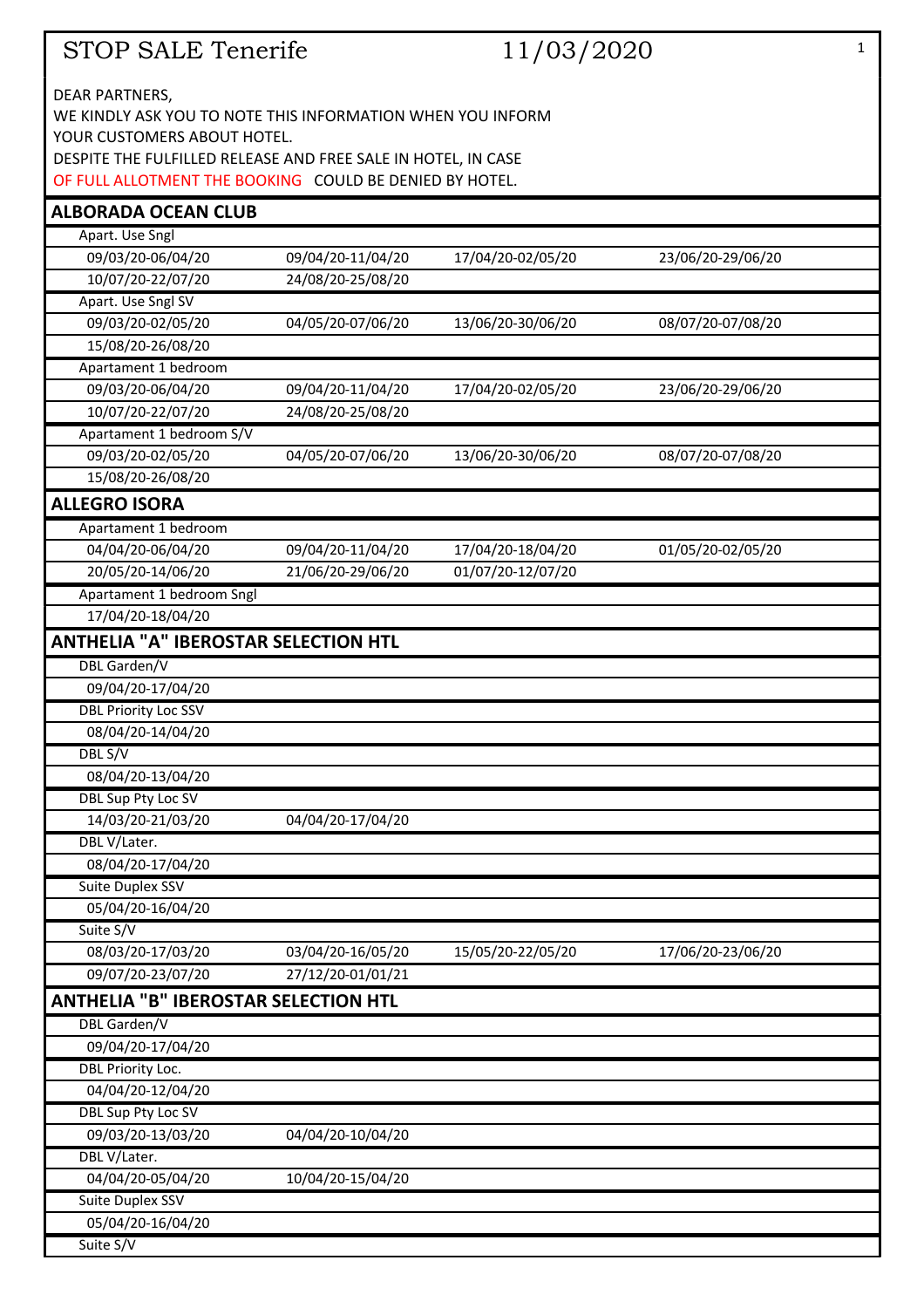# STOP SALE Tenerife 11/03/2020

DEAR PARTNERS,
WE KINDLY ASK YOU TO NOTE THIS INFORMATION WHEN YOU INFORM YOUR CUSTOMERS ABOUT HOTEL.
DESPITE THE FULFILLED RELEASE AND FREE SALE IN HOTEL, IN CASE OF FULL ALLOTMENT THE BOOKING COULD BE DENIED BY HOTEL.

## ALBORADA OCEAN CLUB

| Apart. Use Sngl | | | |
|---|---|---|---|
| 09/03/20-06/04/20 | 09/04/20-11/04/20 | 17/04/20-02/05/20 | 23/06/20-29/06/20 |
| 10/07/20-22/07/20 | 24/08/20-25/08/20 | | |
| **Apart. Use Sngl SV** | | | |
| 09/03/20-02/05/20 | 04/05/20-07/06/20 | 13/06/20-30/06/20 | 08/07/20-07/08/20 |
| 15/08/20-26/08/20 | | | |
| **Apartament 1 bedroom** | | | |
| 09/03/20-06/04/20 | 09/04/20-11/04/20 | 17/04/20-02/05/20 | 23/06/20-29/06/20 |
| 10/07/20-22/07/20 | 24/08/20-25/08/20 | | |
| **Apartament 1 bedroom S/V** | | | |
| 09/03/20-02/05/20 | 04/05/20-07/06/20 | 13/06/20-30/06/20 | 08/07/20-07/08/20 |
| 15/08/20-26/08/20 | | | |

## ALLEGRO ISORA

| Apartament 1 bedroom | | | |
|---|---|---|---|
| 04/04/20-06/04/20 | 09/04/20-11/04/20 | 17/04/20-18/04/20 | 01/05/20-02/05/20 |
| 20/05/20-14/06/20 | 21/06/20-29/06/20 | 01/07/20-12/07/20 | |
| **Apartament 1 bedroom Sngl** | | | |
| 17/04/20-18/04/20 | | | |

## ANTHELIA "A" IBEROSTAR SELECTION HTL

| DBL Garden/V | | | |
|---|---|---|---|
| 09/04/20-17/04/20 | | | |
| **DBL Priority Loc SSV** | | | |
| 08/04/20-14/04/20 | | | |
| **DBL S/V** | | | |
| 08/04/20-13/04/20 | | | |
| **DBL Sup Pty Loc SV** | | | |
| 14/03/20-21/03/20 | 04/04/20-17/04/20 | | |
| **DBL V/Later.** | | | |
| 08/04/20-17/04/20 | | | |
| **Suite Duplex SSV** | | | |
| 05/04/20-16/04/20 | | | |
| **Suite S/V** | | | |
| 08/03/20-17/03/20 | 03/04/20-16/05/20 | 15/05/20-22/05/20 | 17/06/20-23/06/20 |
| 09/07/20-23/07/20 | 27/12/20-01/01/21 | | |

## ANTHELIA "B" IBEROSTAR SELECTION HTL

| DBL Garden/V | | | |
|---|---|---|---|
| 09/04/20-17/04/20 | | | |
| **DBL Priority Loc.** | | | |
| 04/04/20-12/04/20 | | | |
| **DBL Sup Pty Loc SV** | | | |
| 09/03/20-13/03/20 | 04/04/20-10/04/20 | | |
| **DBL V/Later.** | | | |
| 04/04/20-05/04/20 | 10/04/20-15/04/20 | | |
| **Suite Duplex SSV** | | | |
| 05/04/20-16/04/20 | | | |
| **Suite S/V** | | | |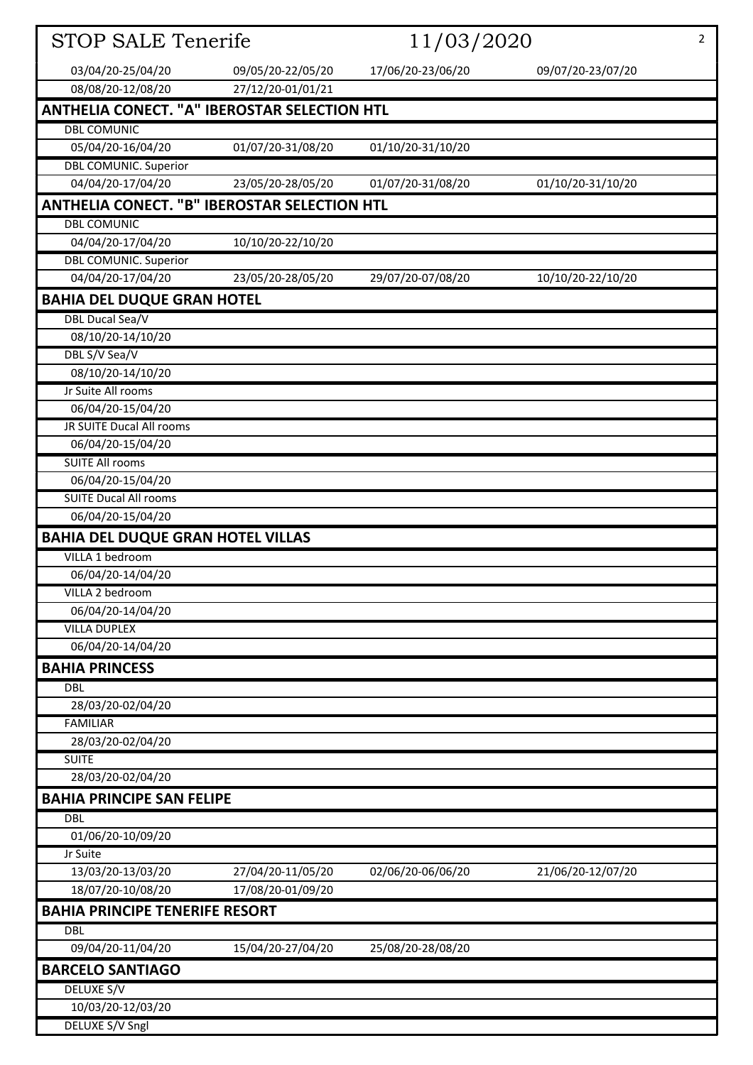# STOP SALE Tenerife 11/03/2020

| | | | |
|---|---|---|---|
| 03/04/20-25/04/20 | 09/05/20-22/05/20 | 17/06/20-23/06/20 | 09/07/20-23/07/20 |
| 08/08/20-12/08/20 | 27/12/20-01/01/21 | | |

## ANTHELIA CONECT. "A" IBEROSTAR SELECTION HTL

| | | | |
|---|---|---|---|
| DBL COMUNIC | | | |
| 05/04/20-16/04/20 | 01/07/20-31/08/20 | 01/10/20-31/10/20 | |
| DBL COMUNIC. Superior | | | |
| 04/04/20-17/04/20 | 23/05/20-28/05/20 | 01/07/20-31/08/20 | 01/10/20-31/10/20 |

## ANTHELIA CONECT. "B" IBEROSTAR SELECTION HTL

| | | | |
|---|---|---|---|
| DBL COMUNIC | | | |
| 04/04/20-17/04/20 | 10/10/20-22/10/20 | | |
| DBL COMUNIC. Superior | | | |
| 04/04/20-17/04/20 | 23/05/20-28/05/20 | 29/07/20-07/08/20 | 10/10/20-22/10/20 |

## BAHIA DEL DUQUE GRAN HOTEL

| | | | |
|---|---|---|---|
| DBL Ducal Sea/V | | | |
| 08/10/20-14/10/20 | | | |
| DBL S/V Sea/V | | | |
| 08/10/20-14/10/20 | | | |
| Jr Suite All rooms | | | |
| 06/04/20-15/04/20 | | | |
| JR SUITE Ducal All rooms | | | |
| 06/04/20-15/04/20 | | | |
| SUITE All rooms | | | |
| 06/04/20-15/04/20 | | | |
| SUITE Ducal All rooms | | | |
| 06/04/20-15/04/20 | | | |

## BAHIA DEL DUQUE GRAN HOTEL VILLAS

| | | | |
|---|---|---|---|
| VILLA 1 bedroom | | | |
| 06/04/20-14/04/20 | | | |
| VILLA 2 bedroom | | | |
| 06/04/20-14/04/20 | | | |
| VILLA DUPLEX | | | |
| 06/04/20-14/04/20 | | | |

## BAHIA PRINCESS

| | | | |
|---|---|---|---|
| DBL | | | |
| 28/03/20-02/04/20 | | | |
| FAMILIAR | | | |
| 28/03/20-02/04/20 | | | |
| SUITE | | | |
| 28/03/20-02/04/20 | | | |

## BAHIA PRINCIPE SAN FELIPE

| | | | |
|---|---|---|---|
| DBL | | | |
| 01/06/20-10/09/20 | | | |
| Jr Suite | | | |
| 13/03/20-13/03/20 | 27/04/20-11/05/20 | 02/06/20-06/06/20 | 21/06/20-12/07/20 |
| 18/07/20-10/08/20 | 17/08/20-01/09/20 | | |

## BAHIA PRINCIPE TENERIFE RESORT

| | | | |
|---|---|---|---|
| DBL | | | |
| 09/04/20-11/04/20 | 15/04/20-27/04/20 | 25/08/20-28/08/20 | |

## BARCELO SANTIAGO

| | | | |
|---|---|---|---|
| DELUXE S/V | | | |
| 10/03/20-12/03/20 | | | |
| DELUXE S/V Sngl | | | |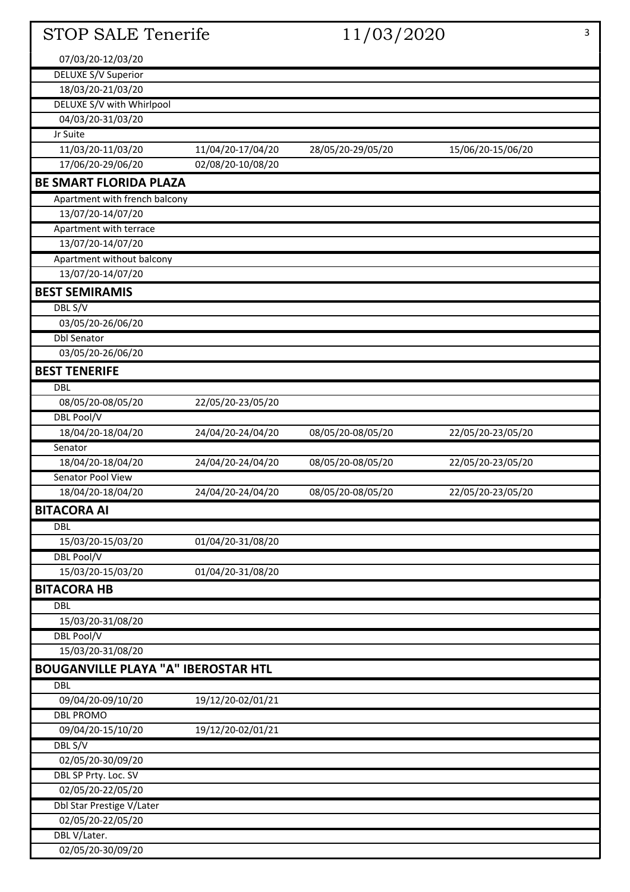# STOP SALE Tenerife 11/03/2020

| | | | |
|---|---|---|---|
| 07/03/20-12/03/20 | | | |
| DELUXE S/V Superior | | | |
| 18/03/20-21/03/20 | | | |
| DELUXE S/V with Whirlpool | | | |
| 04/03/20-31/03/20 | | | |
| Jr Suite | | | |
| 11/03/20-11/03/20 | 11/04/20-17/04/20 | 28/05/20-29/05/20 | 15/06/20-15/06/20 |
| 17/06/20-29/06/20 | 02/08/20-10/08/20 | | |

## BE SMART FLORIDA PLAZA

| | | | |
|---|---|---|---|
| Apartment with french balcony | | | |
| 13/07/20-14/07/20 | | | |
| Apartment with terrace | | | |
| 13/07/20-14/07/20 | | | |
| Apartment without balcony | | | |
| 13/07/20-14/07/20 | | | |

## BEST SEMIRAMIS

| | | | |
|---|---|---|---|
| DBL S/V | | | |
| 03/05/20-26/06/20 | | | |
| Dbl Senator | | | |
| 03/05/20-26/06/20 | | | |

## BEST TENERIFE

| | | | |
|---|---|---|---|
| DBL | | | |
| 08/05/20-08/05/20 | 22/05/20-23/05/20 | | |
| DBL Pool/V | | | |
| 18/04/20-18/04/20 | 24/04/20-24/04/20 | 08/05/20-08/05/20 | 22/05/20-23/05/20 |
| Senator | | | |
| 18/04/20-18/04/20 | 24/04/20-24/04/20 | 08/05/20-08/05/20 | 22/05/20-23/05/20 |
| Senator Pool View | | | |
| 18/04/20-18/04/20 | 24/04/20-24/04/20 | 08/05/20-08/05/20 | 22/05/20-23/05/20 |

## BITACORA AI

| | | | |
|---|---|---|---|
| DBL | | | |
| 15/03/20-15/03/20 | 01/04/20-31/08/20 | | |
| DBL Pool/V | | | |
| 15/03/20-15/03/20 | 01/04/20-31/08/20 | | |

## BITACORA HB

| | | | |
|---|---|---|---|
| DBL | | | |
| 15/03/20-31/08/20 | | | |
| DBL Pool/V | | | |
| 15/03/20-31/08/20 | | | |

## BOUGANVILLE PLAYA "A" IBEROSTAR HTL

| | | | |
|---|---|---|---|
| DBL | | | |
| 09/04/20-09/10/20 | 19/12/20-02/01/21 | | |
| DBL PROMO | | | |
| 09/04/20-15/10/20 | 19/12/20-02/01/21 | | |
| DBL S/V | | | |
| 02/05/20-30/09/20 | | | |
| DBL SP Prty. Loc. SV | | | |
| 02/05/20-22/05/20 | | | |
| Dbl Star Prestige V/Later | | | |
| 02/05/20-22/05/20 | | | |
| DBL V/Later. | | | |
| 02/05/20-30/09/20 | | | |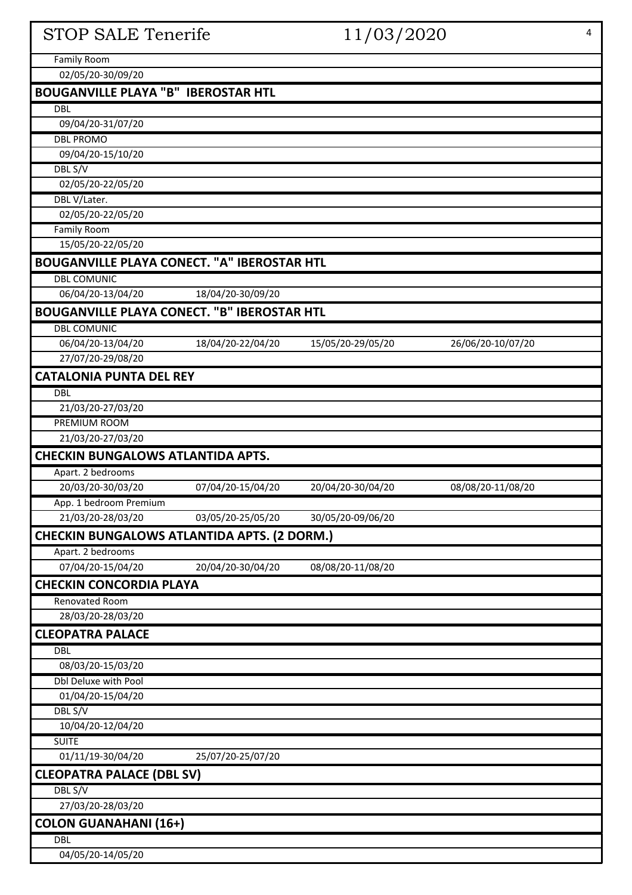Family Room

02/05/20-30/09/20

## BOUGANVILLE PLAYA "B" IBEROSTAR HTL

DBL

09/04/20-31/07/20

DBL PROMO

09/04/20-15/10/20

DBL S/V

02/05/20-22/05/20

DBL V/Later.

02/05/20-22/05/20

Family Room

15/05/20-22/05/20

## BOUGANVILLE PLAYA CONECT. "A" IBEROSTAR HTL

DBL COMUNIC

| | |
|---|---|
| 06/04/20-13/04/20 | 18/04/20-30/09/20 |

## BOUGANVILLE PLAYA CONECT. "B" IBEROSTAR HTL

DBL COMUNIC

| | | | |
|---|---|---|---|
| 06/04/20-13/04/20 | 18/04/20-22/04/20 | 15/05/20-29/05/20 | 26/06/20-10/07/20 |
| 27/07/20-29/08/20 | | | |

## CATALONIA PUNTA DEL REY

DBL

21/03/20-27/03/20

PREMIUM ROOM

21/03/20-27/03/20

## CHECKIN BUNGALOWS ATLANTIDA APTS.

Apart. 2 bedrooms

| | | | |
|---|---|---|---|
| 20/03/20-30/03/20 | 07/04/20-15/04/20 | 20/04/20-30/04/20 | 08/08/20-11/08/20 |

App. 1 bedroom Premium

| | | |
|---|---|---|
| 21/03/20-28/03/20 | 03/05/20-25/05/20 | 30/05/20-09/06/20 |

## CHECKIN BUNGALOWS ATLANTIDA APTS. (2 DORM.)

Apart. 2 bedrooms

| | | |
|---|---|---|
| 07/04/20-15/04/20 | 20/04/20-30/04/20 | 08/08/20-11/08/20 |

## CHECKIN CONCORDIA PLAYA

Renovated Room

28/03/20-28/03/20

## CLEOPATRA PALACE

DBL

08/03/20-15/03/20

Dbl Deluxe with Pool

01/04/20-15/04/20

DBL S/V

10/04/20-12/04/20

SUITE

| | |
|---|---|
| 01/11/19-30/04/20 | 25/07/20-25/07/20 |

## CLEOPATRA PALACE (DBL SV)

DBL S/V

27/03/20-28/03/20

## COLON GUANAHANI (16+)

DBL

04/05/20-14/05/20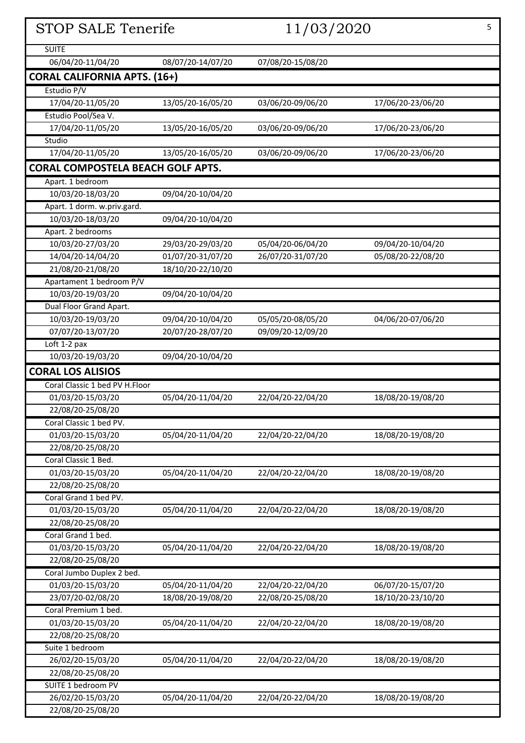# STOP SALE Tenerife 11/03/2020

SUITE

| | | | |
|---|---|---|---|
| 06/04/20-11/04/20 | 08/07/20-14/07/20 | 07/08/20-15/08/20 | |

## CORAL CALIFORNIA APTS. (16+)

Estudio P/V

| | | | |
|---|---|---|---|
| 17/04/20-11/05/20 | 13/05/20-16/05/20 | 03/06/20-09/06/20 | 17/06/20-23/06/20 |

Estudio Pool/Sea V.

| | | | |
|---|---|---|---|
| 17/04/20-11/05/20 | 13/05/20-16/05/20 | 03/06/20-09/06/20 | 17/06/20-23/06/20 |

Studio

| | | | |
|---|---|---|---|
| 17/04/20-11/05/20 | 13/05/20-16/05/20 | 03/06/20-09/06/20 | 17/06/20-23/06/20 |

## CORAL COMPOSTELA BEACH GOLF APTS.

Apart. 1 bedroom

| | | | |
|---|---|---|---|
| 10/03/20-18/03/20 | 09/04/20-10/04/20 | | |

Apart. 1 dorm. w.priv.gard.

| | | | |
|---|---|---|---|
| 10/03/20-18/03/20 | 09/04/20-10/04/20 | | |

Apart. 2 bedrooms

| | | | |
|---|---|---|---|
| 10/03/20-27/03/20 | 29/03/20-29/03/20 | 05/04/20-06/04/20 | 09/04/20-10/04/20 |
| 14/04/20-14/04/20 | 01/07/20-31/07/20 | 26/07/20-31/07/20 | 05/08/20-22/08/20 |
| 21/08/20-21/08/20 | 18/10/20-22/10/20 | | |

Apartament 1 bedroom P/V

| | | | |
|---|---|---|---|
| 10/03/20-19/03/20 | 09/04/20-10/04/20 | | |

Dual Floor Grand Apart.

| | | | |
|---|---|---|---|
| 10/03/20-19/03/20 | 09/04/20-10/04/20 | 05/05/20-08/05/20 | 04/06/20-07/06/20 |
| 07/07/20-13/07/20 | 20/07/20-28/07/20 | 09/09/20-12/09/20 | |

Loft 1-2 pax

| | | | |
|---|---|---|---|
| 10/03/20-19/03/20 | 09/04/20-10/04/20 | | |

## CORAL LOS ALISIOS

Coral Classic 1 bed PV H.Floor

| | | | |
|---|---|---|---|
| 01/03/20-15/03/20 | 05/04/20-11/04/20 | 22/04/20-22/04/20 | 18/08/20-19/08/20 |
| 22/08/20-25/08/20 | | | |

Coral Classic 1 bed PV.

| | | | |
|---|---|---|---|
| 01/03/20-15/03/20 | 05/04/20-11/04/20 | 22/04/20-22/04/20 | 18/08/20-19/08/20 |
| 22/08/20-25/08/20 | | | |

Coral Classic 1 Bed.

| | | | |
|---|---|---|---|
| 01/03/20-15/03/20 | 05/04/20-11/04/20 | 22/04/20-22/04/20 | 18/08/20-19/08/20 |
| 22/08/20-25/08/20 | | | |

Coral Grand 1 bed PV.

| | | | |
|---|---|---|---|
| 01/03/20-15/03/20 | 05/04/20-11/04/20 | 22/04/20-22/04/20 | 18/08/20-19/08/20 |
| 22/08/20-25/08/20 | | | |

Coral Grand 1 bed.

| | | | |
|---|---|---|---|
| 01/03/20-15/03/20 | 05/04/20-11/04/20 | 22/04/20-22/04/20 | 18/08/20-19/08/20 |
| 22/08/20-25/08/20 | | | |

Coral Jumbo Duplex 2 bed.

| | | | |
|---|---|---|---|
| 01/03/20-15/03/20 | 05/04/20-11/04/20 | 22/04/20-22/04/20 | 06/07/20-15/07/20 |
| 23/07/20-02/08/20 | 18/08/20-19/08/20 | 22/08/20-25/08/20 | 18/10/20-23/10/20 |

Coral Premium 1 bed.

| | | | |
|---|---|---|---|
| 01/03/20-15/03/20 | 05/04/20-11/04/20 | 22/04/20-22/04/20 | 18/08/20-19/08/20 |
| 22/08/20-25/08/20 | | | |

Suite 1 bedroom

| | | | |
|---|---|---|---|
| 26/02/20-15/03/20 | 05/04/20-11/04/20 | 22/04/20-22/04/20 | 18/08/20-19/08/20 |
| 22/08/20-25/08/20 | | | |

SUITE 1 bedroom PV

| | | | |
|---|---|---|---|
| 26/02/20-15/03/20 | 05/04/20-11/04/20 | 22/04/20-22/04/20 | 18/08/20-19/08/20 |
| 22/08/20-25/08/20 | | | |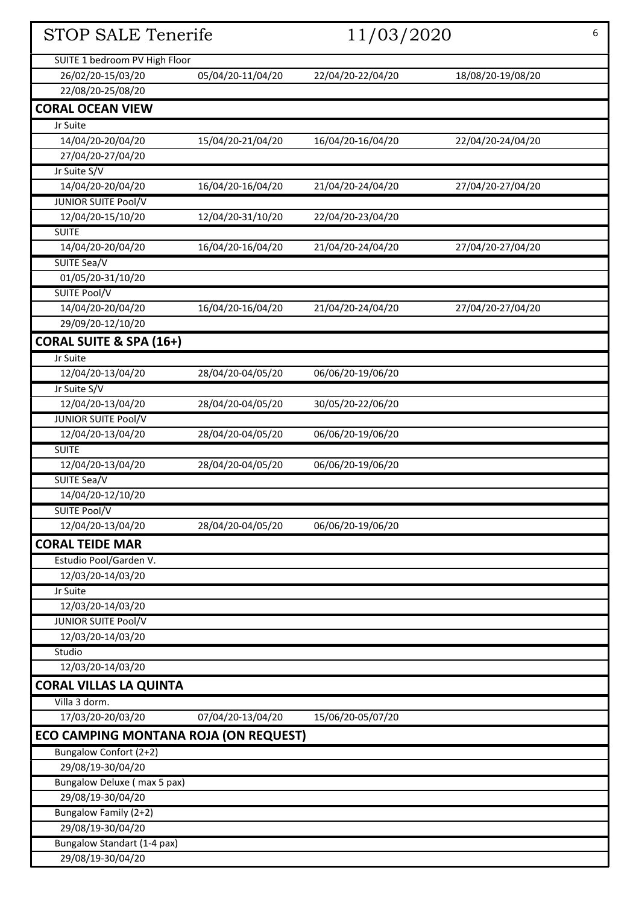# STOP SALE Tenerife 11/03/2020

SUITE 1 bedroom PV High Floor

| | | | |
|---|---|---|---|
| 26/02/20-15/03/20 | 05/04/20-11/04/20 | 22/04/20-22/04/20 | 18/08/20-19/08/20 |
| 22/08/20-25/08/20 | | | |

## CORAL OCEAN VIEW

Jr Suite

| | | | |
|---|---|---|---|
| 14/04/20-20/04/20 | 15/04/20-21/04/20 | 16/04/20-16/04/20 | 22/04/20-24/04/20 |
| 27/04/20-27/04/20 | | | |

Jr Suite S/V

| | | | |
|---|---|---|---|
| 14/04/20-20/04/20 | 16/04/20-16/04/20 | 21/04/20-24/04/20 | 27/04/20-27/04/20 |

JUNIOR SUITE Pool/V

| | | |
|---|---|---|
| 12/04/20-15/10/20 | 12/04/20-31/10/20 | 22/04/20-23/04/20 |

SUITE

| | | | |
|---|---|---|---|
| 14/04/20-20/04/20 | 16/04/20-16/04/20 | 21/04/20-24/04/20 | 27/04/20-27/04/20 |

SUITE Sea/V

| |
|---|
| 01/05/20-31/10/20 |

SUITE Pool/V

| | | | |
|---|---|---|---|
| 14/04/20-20/04/20 | 16/04/20-16/04/20 | 21/04/20-24/04/20 | 27/04/20-27/04/20 |
| 29/09/20-12/10/20 | | | |

## CORAL SUITE & SPA (16+)

Jr Suite

| | | |
|---|---|---|
| 12/04/20-13/04/20 | 28/04/20-04/05/20 | 06/06/20-19/06/20 |

Jr Suite S/V

| | | |
|---|---|---|
| 12/04/20-13/04/20 | 28/04/20-04/05/20 | 30/05/20-22/06/20 |

JUNIOR SUITE Pool/V

| | | |
|---|---|---|
| 12/04/20-13/04/20 | 28/04/20-04/05/20 | 06/06/20-19/06/20 |

SUITE

| | | |
|---|---|---|
| 12/04/20-13/04/20 | 28/04/20-04/05/20 | 06/06/20-19/06/20 |

SUITE Sea/V

| |
|---|
| 14/04/20-12/10/20 |

SUITE Pool/V

| | | |
|---|---|---|
| 12/04/20-13/04/20 | 28/04/20-04/05/20 | 06/06/20-19/06/20 |

## CORAL TEIDE MAR

Estudio Pool/Garden V.

| |
|---|
| 12/03/20-14/03/20 |

Jr Suite

| |
|---|
| 12/03/20-14/03/20 |

JUNIOR SUITE Pool/V

| |
|---|
| 12/03/20-14/03/20 |

Studio

| |
|---|
| 12/03/20-14/03/20 |

## CORAL VILLAS LA QUINTA

Villa 3 dorm.

| | | |
|---|---|---|
| 17/03/20-20/03/20 | 07/04/20-13/04/20 | 15/06/20-05/07/20 |

## ECO CAMPING MONTANA ROJA (ON REQUEST)

Bungalow Confort (2+2)

| |
|---|
| 29/08/19-30/04/20 |

Bungalow Deluxe ( max 5 pax)

| |
|---|
| 29/08/19-30/04/20 |

Bungalow Family (2+2)

| |
|---|
| 29/08/19-30/04/20 |

Bungalow Standart (1-4 pax)

| |
|---|
| 29/08/19-30/04/20 |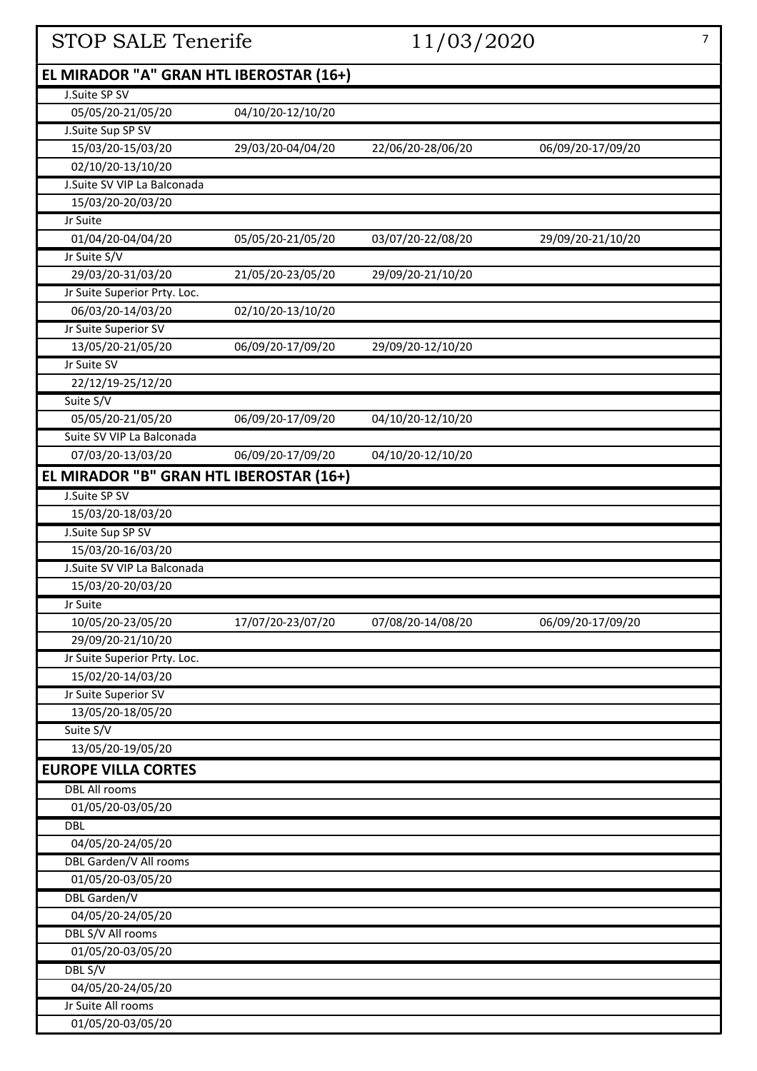# STOP SALE Tenerife 11/03/2020

## EL MIRADOR "A" GRAN HTL IBEROSTAR (16+)

**J.Suite SP SV**

| | | | |
|---|---|---|---|
| 05/05/20-21/05/20 | 04/10/20-12/10/20 | | |

**J.Suite Sup SP SV**

| | | | |
|---|---|---|---|
| 15/03/20-15/03/20 | 29/03/20-04/04/20 | 22/06/20-28/06/20 | 06/09/20-17/09/20 |
| 02/10/20-13/10/20 | | | |

**J.Suite SV VIP La Balconada**

| | | | |
|---|---|---|---|
| 15/03/20-20/03/20 | | | |

**Jr Suite**

| | | | |
|---|---|---|---|
| 01/04/20-04/04/20 | 05/05/20-21/05/20 | 03/07/20-22/08/20 | 29/09/20-21/10/20 |

**Jr Suite S/V**

| | | | |
|---|---|---|---|
| 29/03/20-31/03/20 | 21/05/20-23/05/20 | 29/09/20-21/10/20 | |

**Jr Suite Superior Prty. Loc.**

| | | | |
|---|---|---|---|
| 06/03/20-14/03/20 | 02/10/20-13/10/20 | | |

**Jr Suite Superior SV**

| | | | |
|---|---|---|---|
| 13/05/20-21/05/20 | 06/09/20-17/09/20 | 29/09/20-12/10/20 | |

**Jr Suite SV**

| | | | |
|---|---|---|---|
| 22/12/19-25/12/20 | | | |

**Suite S/V**

| | | | |
|---|---|---|---|
| 05/05/20-21/05/20 | 06/09/20-17/09/20 | 04/10/20-12/10/20 | |

**Suite SV VIP La Balconada**

| | | | |
|---|---|---|---|
| 07/03/20-13/03/20 | 06/09/20-17/09/20 | 04/10/20-12/10/20 | |

## EL MIRADOR "B" GRAN HTL IBEROSTAR (16+)

**J.Suite SP SV**

| | | | |
|---|---|---|---|
| 15/03/20-18/03/20 | | | |

**J.Suite Sup SP SV**

| | | | |
|---|---|---|---|
| 15/03/20-16/03/20 | | | |

**J.Suite SV VIP La Balconada**

| | | | |
|---|---|---|---|
| 15/03/20-20/03/20 | | | |

**Jr Suite**

| | | | |
|---|---|---|---|
| 10/05/20-23/05/20 | 17/07/20-23/07/20 | 07/08/20-14/08/20 | 06/09/20-17/09/20 |
| 29/09/20-21/10/20 | | | |

**Jr Suite Superior Prty. Loc.**

| | | | |
|---|---|---|---|
| 15/02/20-14/03/20 | | | |

**Jr Suite Superior SV**

| | | | |
|---|---|---|---|
| 13/05/20-18/05/20 | | | |

**Suite S/V**

| | | | |
|---|---|---|---|
| 13/05/20-19/05/20 | | | |

## EUROPE VILLA CORTES

**DBL All rooms**

| | | | |
|---|---|---|---|
| 01/05/20-03/05/20 | | | |

**DBL**

| | | | |
|---|---|---|---|
| 04/05/20-24/05/20 | | | |

**DBL Garden/V All rooms**

| | | | |
|---|---|---|---|
| 01/05/20-03/05/20 | | | |

**DBL Garden/V**

| | | | |
|---|---|---|---|
| 04/05/20-24/05/20 | | | |

**DBL S/V All rooms**

| | | | |
|---|---|---|---|
| 01/05/20-03/05/20 | | | |

**DBL S/V**

| | | | |
|---|---|---|---|
| 04/05/20-24/05/20 | | | |

**Jr Suite All rooms**

| | | | |
|---|---|---|---|
| 01/05/20-03/05/20 | | | |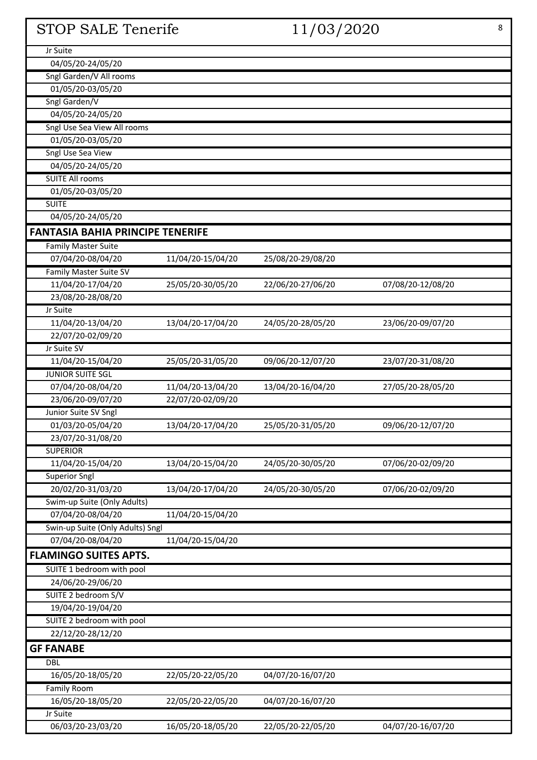# STOP SALE Tenerife 11/03/2020

| | | | |
|---|---|---|---|
| Jr Suite | | | |
| 04/05/20-24/05/20 | | | |
| Sngl Garden/V All rooms | | | |
| 01/05/20-03/05/20 | | | |
| Sngl Garden/V | | | |
| 04/05/20-24/05/20 | | | |
| Sngl Use Sea View All rooms | | | |
| 01/05/20-03/05/20 | | | |
| Sngl Use Sea View | | | |
| 04/05/20-24/05/20 | | | |
| SUITE All rooms | | | |
| 01/05/20-03/05/20 | | | |
| SUITE | | | |
| 04/05/20-24/05/20 | | | |

## FANTASIA BAHIA PRINCIPE TENERIFE

| | | | |
|---|---|---|---|
| Family Master Suite | | | |
| 07/04/20-08/04/20 | 11/04/20-15/04/20 | 25/08/20-29/08/20 | |
| Family Master Suite SV | | | |
| 11/04/20-17/04/20 | 25/05/20-30/05/20 | 22/06/20-27/06/20 | 07/08/20-12/08/20 |
| 23/08/20-28/08/20 | | | |
| Jr Suite | | | |
| 11/04/20-13/04/20 | 13/04/20-17/04/20 | 24/05/20-28/05/20 | 23/06/20-09/07/20 |
| 22/07/20-02/09/20 | | | |
| Jr Suite SV | | | |
| 11/04/20-15/04/20 | 25/05/20-31/05/20 | 09/06/20-12/07/20 | 23/07/20-31/08/20 |
| JUNIOR SUITE SGL | | | |
| 07/04/20-08/04/20 | 11/04/20-13/04/20 | 13/04/20-16/04/20 | 27/05/20-28/05/20 |
| 23/06/20-09/07/20 | 22/07/20-02/09/20 | | |
| Junior Suite SV Sngl | | | |
| 01/03/20-05/04/20 | 13/04/20-17/04/20 | 25/05/20-31/05/20 | 09/06/20-12/07/20 |
| 23/07/20-31/08/20 | | | |
| SUPERIOR | | | |
| 11/04/20-15/04/20 | 13/04/20-15/04/20 | 24/05/20-30/05/20 | 07/06/20-02/09/20 |
| Superior Sngl | | | |
| 20/02/20-31/03/20 | 13/04/20-17/04/20 | 24/05/20-30/05/20 | 07/06/20-02/09/20 |
| Swim-up Suite (Only Adults) | | | |
| 07/04/20-08/04/20 | 11/04/20-15/04/20 | | |
| Swin-up Suite (Only Adults) Sngl | | | |
| 07/04/20-08/04/20 | 11/04/20-15/04/20 | | |

## FLAMINGO SUITES APTS.

| | | | |
|---|---|---|---|
| SUITE 1 bedroom with pool | | | |
| 24/06/20-29/06/20 | | | |
| SUITE 2 bedroom S/V | | | |
| 19/04/20-19/04/20 | | | |
| SUITE 2 bedroom with pool | | | |
| 22/12/20-28/12/20 | | | |

## GF FANABE

| | | | |
|---|---|---|---|
| DBL | | | |
| 16/05/20-18/05/20 | 22/05/20-22/05/20 | 04/07/20-16/07/20 | |
| Family Room | | | |
| 16/05/20-18/05/20 | 22/05/20-22/05/20 | 04/07/20-16/07/20 | |
| Jr Suite | | | |
| 06/03/20-23/03/20 | 16/05/20-18/05/20 | 22/05/20-22/05/20 | 04/07/20-16/07/20 |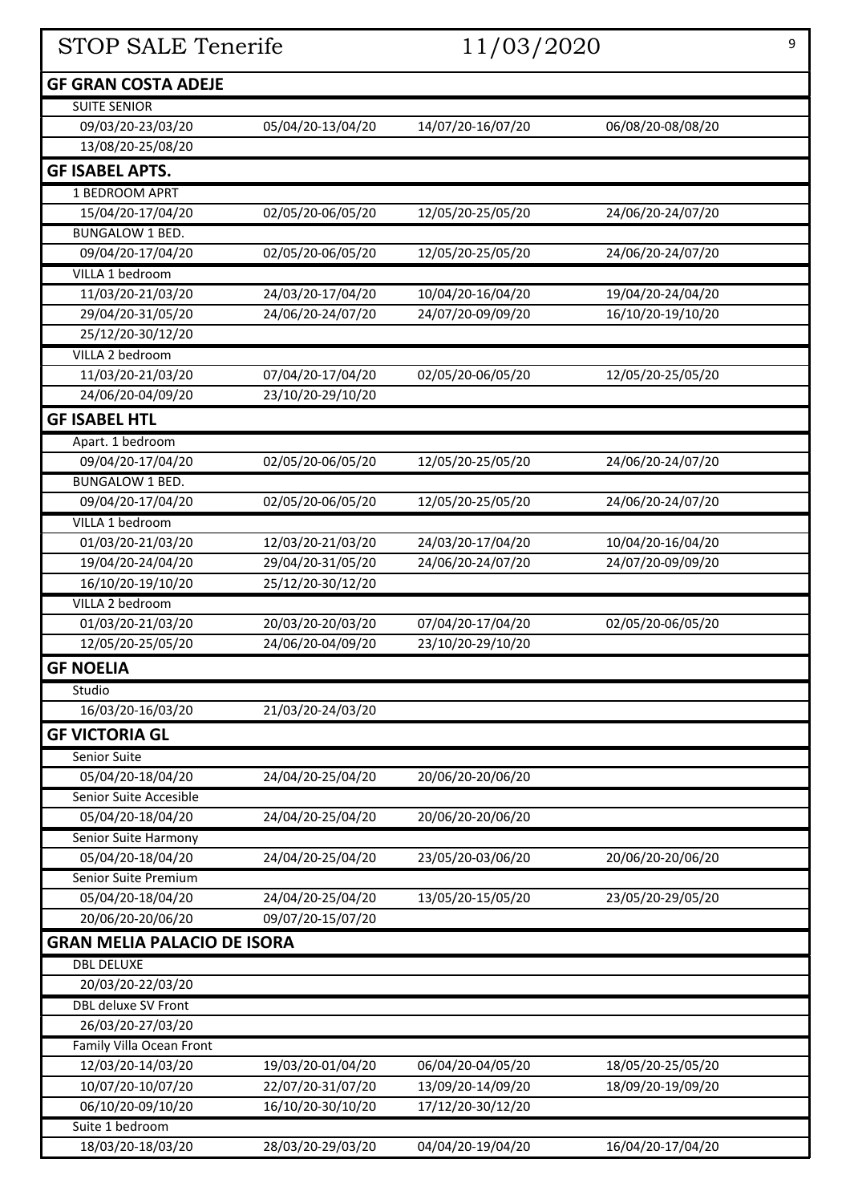# STOP SALE Tenerife 11/03/2020

## GF GRAN COSTA ADEJE

| SUITE SENIOR | | | |
|---|---|---|---|
| 09/03/20-23/03/20 | 05/04/20-13/04/20 | 14/07/20-16/07/20 | 06/08/20-08/08/20 |
| 13/08/20-25/08/20 | | | |

## GF ISABEL APTS.

| 1 BEDROOM APRT | | | |
|---|---|---|---|
| 15/04/20-17/04/20 | 02/05/20-06/05/20 | 12/05/20-25/05/20 | 24/06/20-24/07/20 |
| **BUNGALOW 1 BED.** | | | |
| 09/04/20-17/04/20 | 02/05/20-06/05/20 | 12/05/20-25/05/20 | 24/06/20-24/07/20 |
| **VILLA 1 bedroom** | | | |
| 11/03/20-21/03/20 | 24/03/20-17/04/20 | 10/04/20-16/04/20 | 19/04/20-24/04/20 |
| 29/04/20-31/05/20 | 24/06/20-24/07/20 | 24/07/20-09/09/20 | 16/10/20-19/10/20 |
| 25/12/20-30/12/20 | | | |
| **VILLA 2 bedroom** | | | |
| 11/03/20-21/03/20 | 07/04/20-17/04/20 | 02/05/20-06/05/20 | 12/05/20-25/05/20 |
| 24/06/20-04/09/20 | 23/10/20-29/10/20 | | |

## GF ISABEL HTL

| Apart. 1 bedroom | | | |
|---|---|---|---|
| 09/04/20-17/04/20 | 02/05/20-06/05/20 | 12/05/20-25/05/20 | 24/06/20-24/07/20 |
| **BUNGALOW 1 BED.** | | | |
| 09/04/20-17/04/20 | 02/05/20-06/05/20 | 12/05/20-25/05/20 | 24/06/20-24/07/20 |
| **VILLA 1 bedroom** | | | |
| 01/03/20-21/03/20 | 12/03/20-21/03/20 | 24/03/20-17/04/20 | 10/04/20-16/04/20 |
| 19/04/20-24/04/20 | 29/04/20-31/05/20 | 24/06/20-24/07/20 | 24/07/20-09/09/20 |
| 16/10/20-19/10/20 | 25/12/20-30/12/20 | | |
| **VILLA 2 bedroom** | | | |
| 01/03/20-21/03/20 | 20/03/20-20/03/20 | 07/04/20-17/04/20 | 02/05/20-06/05/20 |
| 12/05/20-25/05/20 | 24/06/20-04/09/20 | 23/10/20-29/10/20 | |

## GF NOELIA

| Studio | |
|---|---|
| 16/03/20-16/03/20 | 21/03/20-24/03/20 |

## GF VICTORIA GL

| Senior Suite | | | |
|---|---|---|---|
| 05/04/20-18/04/20 | 24/04/20-25/04/20 | 20/06/20-20/06/20 | |
| **Senior Suite Accesible** | | | |
| 05/04/20-18/04/20 | 24/04/20-25/04/20 | 20/06/20-20/06/20 | |
| **Senior Suite Harmony** | | | |
| 05/04/20-18/04/20 | 24/04/20-25/04/20 | 23/05/20-03/06/20 | 20/06/20-20/06/20 |
| **Senior Suite Premium** | | | |
| 05/04/20-18/04/20 | 24/04/20-25/04/20 | 13/05/20-15/05/20 | 23/05/20-29/05/20 |
| 20/06/20-20/06/20 | 09/07/20-15/07/20 | | |

## GRAN MELIA PALACIO DE ISORA

| DBL DELUXE | | | |
|---|---|---|---|
| 20/03/20-22/03/20 | | | |
| **DBL deluxe SV Front** | | | |
| 26/03/20-27/03/20 | | | |
| **Family Villa Ocean Front** | | | |
| 12/03/20-14/03/20 | 19/03/20-01/04/20 | 06/04/20-04/05/20 | 18/05/20-25/05/20 |
| 10/07/20-10/07/20 | 22/07/20-31/07/20 | 13/09/20-14/09/20 | 18/09/20-19/09/20 |
| 06/10/20-09/10/20 | 16/10/20-30/10/20 | 17/12/20-30/12/20 | |
| **Suite 1 bedroom** | | | |
| 18/03/20-18/03/20 | 28/03/20-29/03/20 | 04/04/20-19/04/20 | 16/04/20-17/04/20 |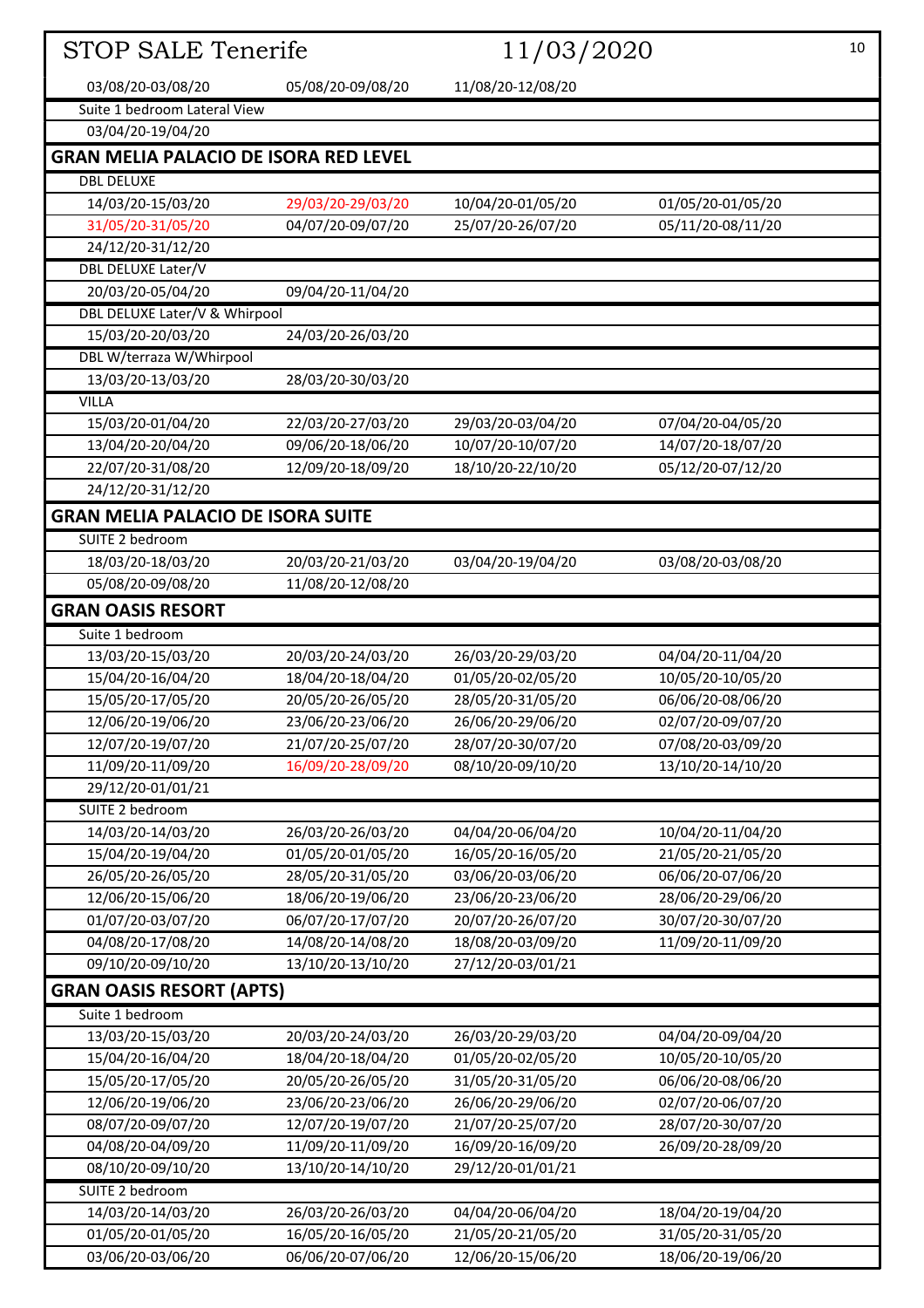# STOP SALE Tenerife 11/03/2020

| | | | |
|---|---|---|---|
| 03/08/20-03/08/20 | 05/08/20-09/08/20 | 11/08/20-12/08/20 | |

Suite 1 bedroom Lateral View

| | | | |
|---|---|---|---|
| 03/04/20-19/04/20 | | | |

## GRAN MELIA PALACIO DE ISORA RED LEVEL

DBL DELUXE

| | | | |
|---|---|---|---|
| 14/03/20-15/03/20 | 29/03/20-29/03/20 | 10/04/20-01/05/20 | 01/05/20-01/05/20 |
| 31/05/20-31/05/20 | 04/07/20-09/07/20 | 25/07/20-26/07/20 | 05/11/20-08/11/20 |
| 24/12/20-31/12/20 | | | |

DBL DELUXE Later/V

| | | | |
|---|---|---|---|
| 20/03/20-05/04/20 | 09/04/20-11/04/20 | | |

DBL DELUXE Later/V & Whirpool

| | | | |
|---|---|---|---|
| 15/03/20-20/03/20 | 24/03/20-26/03/20 | | |

DBL W/terraza W/Whirpool

| | | | |
|---|---|---|---|
| 13/03/20-13/03/20 | 28/03/20-30/03/20 | | |

VILLA

| | | | |
|---|---|---|---|
| 15/03/20-01/04/20 | 22/03/20-27/03/20 | 29/03/20-03/04/20 | 07/04/20-04/05/20 |
| 13/04/20-20/04/20 | 09/06/20-18/06/20 | 10/07/20-10/07/20 | 14/07/20-18/07/20 |
| 22/07/20-31/08/20 | 12/09/20-18/09/20 | 18/10/20-22/10/20 | 05/12/20-07/12/20 |
| 24/12/20-31/12/20 | | | |

## GRAN MELIA PALACIO DE ISORA SUITE

SUITE 2 bedroom

| | | | |
|---|---|---|---|
| 18/03/20-18/03/20 | 20/03/20-21/03/20 | 03/04/20-19/04/20 | 03/08/20-03/08/20 |
| 05/08/20-09/08/20 | 11/08/20-12/08/20 | | |

## GRAN OASIS RESORT

Suite 1 bedroom

| | | | |
|---|---|---|---|
| 13/03/20-15/03/20 | 20/03/20-24/03/20 | 26/03/20-29/03/20 | 04/04/20-11/04/20 |
| 15/04/20-16/04/20 | 18/04/20-18/04/20 | 01/05/20-02/05/20 | 10/05/20-10/05/20 |
| 15/05/20-17/05/20 | 20/05/20-26/05/20 | 28/05/20-31/05/20 | 06/06/20-08/06/20 |
| 12/06/20-19/06/20 | 23/06/20-23/06/20 | 26/06/20-29/06/20 | 02/07/20-09/07/20 |
| 12/07/20-19/07/20 | 21/07/20-25/07/20 | 28/07/20-30/07/20 | 07/08/20-03/09/20 |
| 11/09/20-11/09/20 | 16/09/20-28/09/20 | 08/10/20-09/10/20 | 13/10/20-14/10/20 |
| 29/12/20-01/01/21 | | | |

SUITE 2 bedroom

| | | | |
|---|---|---|---|
| 14/03/20-14/03/20 | 26/03/20-26/03/20 | 04/04/20-06/04/20 | 10/04/20-11/04/20 |
| 15/04/20-19/04/20 | 01/05/20-01/05/20 | 16/05/20-16/05/20 | 21/05/20-21/05/20 |
| 26/05/20-26/05/20 | 28/05/20-31/05/20 | 03/06/20-03/06/20 | 06/06/20-07/06/20 |
| 12/06/20-15/06/20 | 18/06/20-19/06/20 | 23/06/20-23/06/20 | 28/06/20-29/06/20 |
| 01/07/20-03/07/20 | 06/07/20-17/07/20 | 20/07/20-26/07/20 | 30/07/20-30/07/20 |
| 04/08/20-17/08/20 | 14/08/20-14/08/20 | 18/08/20-03/09/20 | 11/09/20-11/09/20 |
| 09/10/20-09/10/20 | 13/10/20-13/10/20 | 27/12/20-03/01/21 | |

## GRAN OASIS RESORT (APTS)

Suite 1 bedroom

| | | | |
|---|---|---|---|
| 13/03/20-15/03/20 | 20/03/20-24/03/20 | 26/03/20-29/03/20 | 04/04/20-09/04/20 |
| 15/04/20-16/04/20 | 18/04/20-18/04/20 | 01/05/20-02/05/20 | 10/05/20-10/05/20 |
| 15/05/20-17/05/20 | 20/05/20-26/05/20 | 31/05/20-31/05/20 | 06/06/20-08/06/20 |
| 12/06/20-19/06/20 | 23/06/20-23/06/20 | 26/06/20-29/06/20 | 02/07/20-06/07/20 |
| 08/07/20-09/07/20 | 12/07/20-19/07/20 | 21/07/20-25/07/20 | 28/07/20-30/07/20 |
| 04/08/20-04/09/20 | 11/09/20-11/09/20 | 16/09/20-16/09/20 | 26/09/20-28/09/20 |
| 08/10/20-09/10/20 | 13/10/20-14/10/20 | 29/12/20-01/01/21 | |

SUITE 2 bedroom

| | | | |
|---|---|---|---|
| 14/03/20-14/03/20 | 26/03/20-26/03/20 | 04/04/20-06/04/20 | 18/04/20-19/04/20 |
| 01/05/20-01/05/20 | 16/05/20-16/05/20 | 21/05/20-21/05/20 | 31/05/20-31/05/20 |
| 03/06/20-03/06/20 | 06/06/20-07/06/20 | 12/06/20-15/06/20 | 18/06/20-19/06/20 |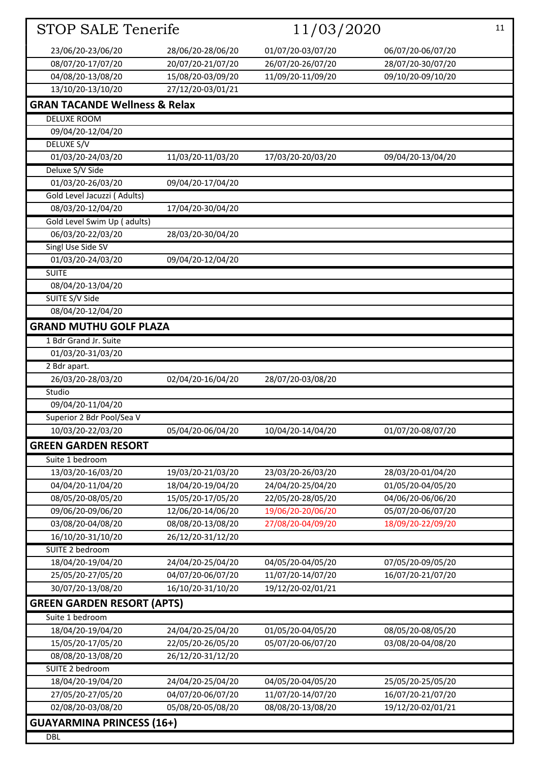# STOP SALE Tenerife 11/03/2020

| | | | |
|---|---|---|---|
| 23/06/20-23/06/20 | 28/06/20-28/06/20 | 01/07/20-03/07/20 | 06/07/20-06/07/20 |
| 08/07/20-17/07/20 | 20/07/20-21/07/20 | 26/07/20-26/07/20 | 28/07/20-30/07/20 |
| 04/08/20-13/08/20 | 15/08/20-03/09/20 | 11/09/20-11/09/20 | 09/10/20-09/10/20 |
| 13/10/20-13/10/20 | 27/12/20-03/01/21 | | |

## GRAN TACANDE Wellness & Relax

| | | | |
|---|---|---|---|
| DELUXE ROOM | | | |
| 09/04/20-12/04/20 | | | |
| DELUXE S/V | | | |
| 01/03/20-24/03/20 | 11/03/20-11/03/20 | 17/03/20-20/03/20 | 09/04/20-13/04/20 |
| Deluxe S/V Side | | | |
| 01/03/20-26/03/20 | 09/04/20-17/04/20 | | |
| Gold Level Jacuzzi ( Adults) | | | |
| 08/03/20-12/04/20 | 17/04/20-30/04/20 | | |
| Gold Level Swim Up ( adults) | | | |
| 06/03/20-22/03/20 | 28/03/20-30/04/20 | | |
| Singl Use Side SV | | | |
| 01/03/20-24/03/20 | 09/04/20-12/04/20 | | |
| SUITE | | | |
| 08/04/20-13/04/20 | | | |
| SUITE S/V Side | | | |
| 08/04/20-12/04/20 | | | |

## GRAND MUTHU GOLF PLAZA

| | | | |
|---|---|---|---|
| 1 Bdr Grand Jr. Suite | | | |
| 01/03/20-31/03/20 | | | |
| 2 Bdr apart. | | | |
| 26/03/20-28/03/20 | 02/04/20-16/04/20 | 28/07/20-03/08/20 | |
| Studio | | | |
| 09/04/20-11/04/20 | | | |
| Superior 2 Bdr Pool/Sea V | | | |
| 10/03/20-22/03/20 | 05/04/20-06/04/20 | 10/04/20-14/04/20 | 01/07/20-08/07/20 |

## GREEN GARDEN RESORT

| | | | |
|---|---|---|---|
| Suite 1 bedroom | | | |
| 13/03/20-16/03/20 | 19/03/20-21/03/20 | 23/03/20-26/03/20 | 28/03/20-01/04/20 |
| 04/04/20-11/04/20 | 18/04/20-19/04/20 | 24/04/20-25/04/20 | 01/05/20-04/05/20 |
| 08/05/20-08/05/20 | 15/05/20-17/05/20 | 22/05/20-28/05/20 | 04/06/20-06/06/20 |
| 09/06/20-09/06/20 | 12/06/20-14/06/20 | 19/06/20-20/06/20 | 05/07/20-06/07/20 |
| 03/08/20-04/08/20 | 08/08/20-13/08/20 | 27/08/20-04/09/20 | 18/09/20-22/09/20 |
| 16/10/20-31/10/20 | 26/12/20-31/12/20 | | |
| SUITE 2 bedroom | | | |
| 18/04/20-19/04/20 | 24/04/20-25/04/20 | 04/05/20-04/05/20 | 07/05/20-09/05/20 |
| 25/05/20-27/05/20 | 04/07/20-06/07/20 | 11/07/20-14/07/20 | 16/07/20-21/07/20 |
| 30/07/20-13/08/20 | 16/10/20-31/10/20 | 19/12/20-02/01/21 | |

## GREEN GARDEN RESORT (APTS)

| | | | |
|---|---|---|---|
| Suite 1 bedroom | | | |
| 18/04/20-19/04/20 | 24/04/20-25/04/20 | 01/05/20-04/05/20 | 08/05/20-08/05/20 |
| 15/05/20-17/05/20 | 22/05/20-26/05/20 | 05/07/20-06/07/20 | 03/08/20-04/08/20 |
| 08/08/20-13/08/20 | 26/12/20-31/12/20 | | |
| SUITE 2 bedroom | | | |
| 18/04/20-19/04/20 | 24/04/20-25/04/20 | 04/05/20-04/05/20 | 25/05/20-25/05/20 |
| 27/05/20-27/05/20 | 04/07/20-06/07/20 | 11/07/20-14/07/20 | 16/07/20-21/07/20 |
| 02/08/20-03/08/20 | 05/08/20-05/08/20 | 08/08/20-13/08/20 | 19/12/20-02/01/21 |

## GUAYARMINA PRINCESS (16+)

| |
|---|
| DBL |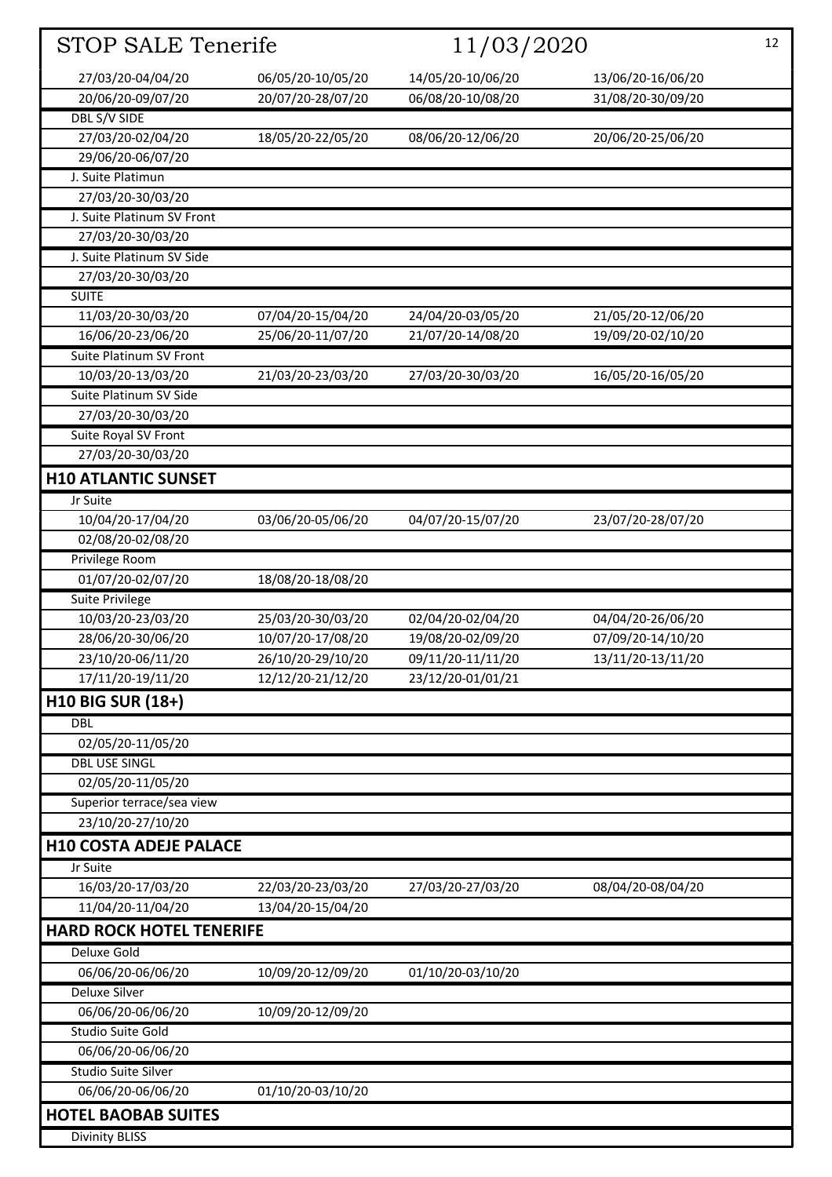# STOP SALE Tenerife 11/03/2020

| | | | |
|---|---|---|---|
| 27/03/20-04/04/20 | 06/05/20-10/05/20 | 14/05/20-10/06/20 | 13/06/20-16/06/20 |
| 20/06/20-09/07/20 | 20/07/20-28/07/20 | 06/08/20-10/08/20 | 31/08/20-30/09/20 |
| DBL S/V SIDE | | | |
| 27/03/20-02/04/20 | 18/05/20-22/05/20 | 08/06/20-12/06/20 | 20/06/20-25/06/20 |
| 29/06/20-06/07/20 | | | |
| J. Suite Platimun | | | |
| 27/03/20-30/03/20 | | | |
| J. Suite Platinum SV Front | | | |
| 27/03/20-30/03/20 | | | |
| J. Suite Platinum SV Side | | | |
| 27/03/20-30/03/20 | | | |
| SUITE | | | |
| 11/03/20-30/03/20 | 07/04/20-15/04/20 | 24/04/20-03/05/20 | 21/05/20-12/06/20 |
| 16/06/20-23/06/20 | 25/06/20-11/07/20 | 21/07/20-14/08/20 | 19/09/20-02/10/20 |
| Suite Platinum SV Front | | | |
| 10/03/20-13/03/20 | 21/03/20-23/03/20 | 27/03/20-30/03/20 | 16/05/20-16/05/20 |
| Suite Platinum SV Side | | | |
| 27/03/20-30/03/20 | | | |
| Suite Royal SV Front | | | |
| 27/03/20-30/03/20 | | | |

## H10 ATLANTIC SUNSET

| | | | |
|---|---|---|---|
| Jr Suite | | | |
| 10/04/20-17/04/20 | 03/06/20-05/06/20 | 04/07/20-15/07/20 | 23/07/20-28/07/20 |
| 02/08/20-02/08/20 | | | |
| Privilege Room | | | |
| 01/07/20-02/07/20 | 18/08/20-18/08/20 | | |
| Suite Privilege | | | |
| 10/03/20-23/03/20 | 25/03/20-30/03/20 | 02/04/20-02/04/20 | 04/04/20-26/06/20 |
| 28/06/20-30/06/20 | 10/07/20-17/08/20 | 19/08/20-02/09/20 | 07/09/20-14/10/20 |
| 23/10/20-06/11/20 | 26/10/20-29/10/20 | 09/11/20-11/11/20 | 13/11/20-13/11/20 |
| 17/11/20-19/11/20 | 12/12/20-21/12/20 | 23/12/20-01/01/21 | |

## H10 BIG SUR (18+)

| | | | |
|---|---|---|---|
| DBL | | | |
| 02/05/20-11/05/20 | | | |
| DBL USE SINGL | | | |
| 02/05/20-11/05/20 | | | |
| Superior terrace/sea view | | | |
| 23/10/20-27/10/20 | | | |

## H10 COSTA ADEJE PALACE

| | | | |
|---|---|---|---|
| Jr Suite | | | |
| 16/03/20-17/03/20 | 22/03/20-23/03/20 | 27/03/20-27/03/20 | 08/04/20-08/04/20 |
| 11/04/20-11/04/20 | 13/04/20-15/04/20 | | |

## HARD ROCK HOTEL TENERIFE

| | | | |
|---|---|---|---|
| Deluxe Gold | | | |
| 06/06/20-06/06/20 | 10/09/20-12/09/20 | 01/10/20-03/10/20 | |
| Deluxe Silver | | | |
| 06/06/20-06/06/20 | 10/09/20-12/09/20 | | |
| Studio Suite Gold | | | |
| 06/06/20-06/06/20 | | | |
| Studio Suite Silver | | | |
| 06/06/20-06/06/20 | 01/10/20-03/10/20 | | |

## HOTEL BAOBAB SUITES

| | | | |
|---|---|---|---|
| Divinity BLISS | | | |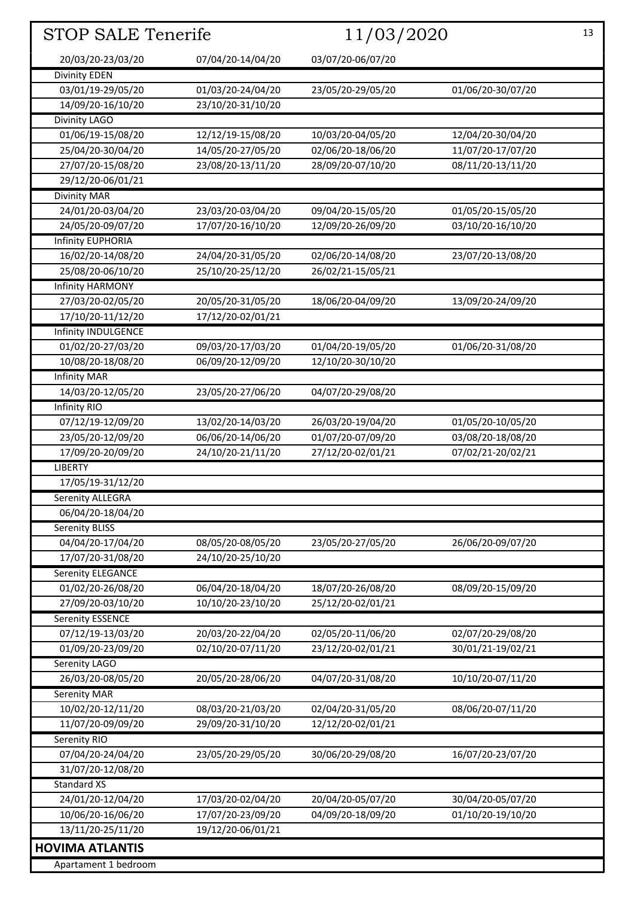STOP SALE Tenerife 11/03/2020

| | | | |
|---|---|---|---|
| 20/03/20-23/03/20 | 07/04/20-14/04/20 | 03/07/20-06/07/20 | |
| Divinity EDEN | | | |
| 03/01/19-29/05/20 | 01/03/20-24/04/20 | 23/05/20-29/05/20 | 01/06/20-30/07/20 |
| 14/09/20-16/10/20 | 23/10/20-31/10/20 | | |
| Divinity LAGO | | | |
| 01/06/19-15/08/20 | 12/12/19-15/08/20 | 10/03/20-04/05/20 | 12/04/20-30/04/20 |
| 25/04/20-30/04/20 | 14/05/20-27/05/20 | 02/06/20-18/06/20 | 11/07/20-17/07/20 |
| 27/07/20-15/08/20 | 23/08/20-13/11/20 | 28/09/20-07/10/20 | 08/11/20-13/11/20 |
| 29/12/20-06/01/21 | | | |
| Divinity MAR | | | |
| 24/01/20-03/04/20 | 23/03/20-03/04/20 | 09/04/20-15/05/20 | 01/05/20-15/05/20 |
| 24/05/20-09/07/20 | 17/07/20-16/10/20 | 12/09/20-26/09/20 | 03/10/20-16/10/20 |
| Infinity EUPHORIA | | | |
| 16/02/20-14/08/20 | 24/04/20-31/05/20 | 02/06/20-14/08/20 | 23/07/20-13/08/20 |
| 25/08/20-06/10/20 | 25/10/20-25/12/20 | 26/02/21-15/05/21 | |
| Infinity HARMONY | | | |
| 27/03/20-02/05/20 | 20/05/20-31/05/20 | 18/06/20-04/09/20 | 13/09/20-24/09/20 |
| 17/10/20-11/12/20 | 17/12/20-02/01/21 | | |
| Infinity INDULGENCE | | | |
| 01/02/20-27/03/20 | 09/03/20-17/03/20 | 01/04/20-19/05/20 | 01/06/20-31/08/20 |
| 10/08/20-18/08/20 | 06/09/20-12/09/20 | 12/10/20-30/10/20 | |
| Infinity MAR | | | |
| 14/03/20-12/05/20 | 23/05/20-27/06/20 | 04/07/20-29/08/20 | |
| Infinity RIO | | | |
| 07/12/19-12/09/20 | 13/02/20-14/03/20 | 26/03/20-19/04/20 | 01/05/20-10/05/20 |
| 23/05/20-12/09/20 | 06/06/20-14/06/20 | 01/07/20-07/09/20 | 03/08/20-18/08/20 |
| 17/09/20-20/09/20 | 24/10/20-21/11/20 | 27/12/20-02/01/21 | 07/02/21-20/02/21 |
| LIBERTY | | | |
| 17/05/19-31/12/20 | | | |
| Serenity ALLEGRA | | | |
| 06/04/20-18/04/20 | | | |
| Serenity BLISS | | | |
| 04/04/20-17/04/20 | 08/05/20-08/05/20 | 23/05/20-27/05/20 | 26/06/20-09/07/20 |
| 17/07/20-31/08/20 | 24/10/20-25/10/20 | | |
| Serenity ELEGANCE | | | |
| 01/02/20-26/08/20 | 06/04/20-18/04/20 | 18/07/20-26/08/20 | 08/09/20-15/09/20 |
| 27/09/20-03/10/20 | 10/10/20-23/10/20 | 25/12/20-02/01/21 | |
| Serenity ESSENCE | | | |
| 07/12/19-13/03/20 | 20/03/20-22/04/20 | 02/05/20-11/06/20 | 02/07/20-29/08/20 |
| 01/09/20-23/09/20 | 02/10/20-07/11/20 | 23/12/20-02/01/21 | 30/01/21-19/02/21 |
| Serenity LAGO | | | |
| 26/03/20-08/05/20 | 20/05/20-28/06/20 | 04/07/20-31/08/20 | 10/10/20-07/11/20 |
| Serenity MAR | | | |
| 10/02/20-12/11/20 | 08/03/20-21/03/20 | 02/04/20-31/05/20 | 08/06/20-07/11/20 |
| 11/07/20-09/09/20 | 29/09/20-31/10/20 | 12/12/20-02/01/21 | |
| Serenity RIO | | | |
| 07/04/20-24/04/20 | 23/05/20-29/05/20 | 30/06/20-29/08/20 | 16/07/20-23/07/20 |
| 31/07/20-12/08/20 | | | |
| Standard XS | | | |
| 24/01/20-12/04/20 | 17/03/20-02/04/20 | 20/04/20-05/07/20 | 30/04/20-05/07/20 |
| 10/06/20-16/06/20 | 17/07/20-23/09/20 | 04/09/20-18/09/20 | 01/10/20-19/10/20 |
| 13/11/20-25/11/20 | 19/12/20-06/01/21 | | |

**HOVIMA ATLANTIS**

Apartament 1 bedroom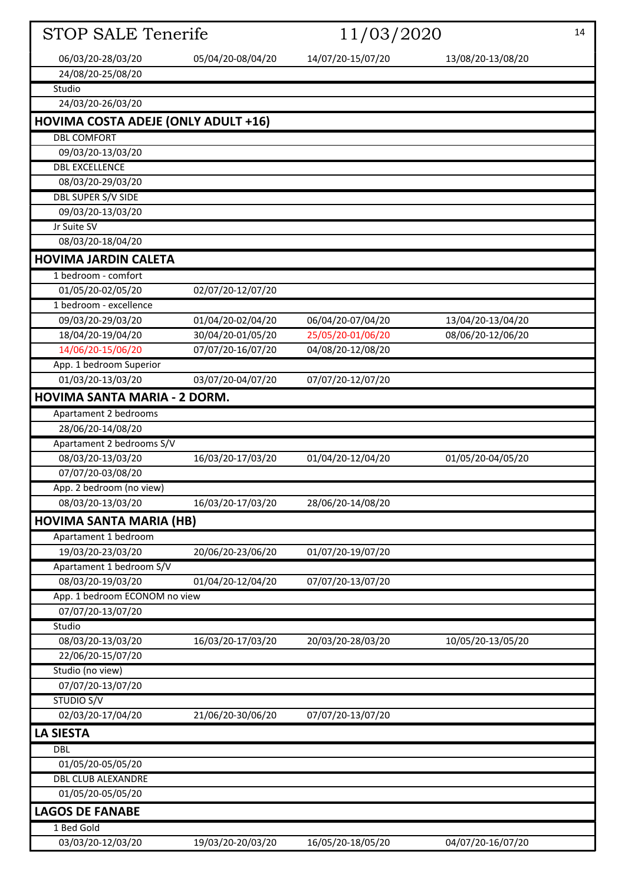# STOP SALE Tenerife 11/03/2020

| | | | |
|---|---|---|---|
| 06/03/20-28/03/20 | 05/04/20-08/04/20 | 14/07/20-15/07/20 | 13/08/20-13/08/20 |
| 24/08/20-25/08/20 | | | |
| Studio | | | |
| 24/03/20-26/03/20 | | | |

## HOVIMA COSTA ADEJE (ONLY ADULT +16)

| | | | |
|---|---|---|---|
| DBL COMFORT | | | |
| 09/03/20-13/03/20 | | | |
| DBL EXCELLENCE | | | |
| 08/03/20-29/03/20 | | | |
| DBL SUPER S/V SIDE | | | |
| 09/03/20-13/03/20 | | | |
| Jr Suite SV | | | |
| 08/03/20-18/04/20 | | | |

## HOVIMA JARDIN CALETA

| | | | |
|---|---|---|---|
| 1 bedroom - comfort | | | |
| 01/05/20-02/05/20 | 02/07/20-12/07/20 | | |
| 1 bedroom - excellence | | | |
| 09/03/20-29/03/20 | 01/04/20-02/04/20 | 06/04/20-07/04/20 | 13/04/20-13/04/20 |
| 18/04/20-19/04/20 | 30/04/20-01/05/20 | 25/05/20-01/06/20 | 08/06/20-12/06/20 |
| 14/06/20-15/06/20 | 07/07/20-16/07/20 | 04/08/20-12/08/20 | |
| App. 1 bedroom Superior | | | |
| 01/03/20-13/03/20 | 03/07/20-04/07/20 | 07/07/20-12/07/20 | |

## HOVIMA SANTA MARIA - 2 DORM.

| | | | |
|---|---|---|---|
| Apartament 2 bedrooms | | | |
| 28/06/20-14/08/20 | | | |
| Apartament 2 bedrooms S/V | | | |
| 08/03/20-13/03/20 | 16/03/20-17/03/20 | 01/04/20-12/04/20 | 01/05/20-04/05/20 |
| 07/07/20-03/08/20 | | | |
| App. 2 bedroom (no view) | | | |
| 08/03/20-13/03/20 | 16/03/20-17/03/20 | 28/06/20-14/08/20 | |

## HOVIMA SANTA MARIA (HB)

| | | | |
|---|---|---|---|
| Apartament 1 bedroom | | | |
| 19/03/20-23/03/20 | 20/06/20-23/06/20 | 01/07/20-19/07/20 | |
| Apartament 1 bedroom S/V | | | |
| 08/03/20-19/03/20 | 01/04/20-12/04/20 | 07/07/20-13/07/20 | |
| App. 1 bedroom ECONOM no view | | | |
| 07/07/20-13/07/20 | | | |
| Studio | | | |
| 08/03/20-13/03/20 | 16/03/20-17/03/20 | 20/03/20-28/03/20 | 10/05/20-13/05/20 |
| 22/06/20-15/07/20 | | | |
| Studio (no view) | | | |
| 07/07/20-13/07/20 | | | |
| STUDIO S/V | | | |
| 02/03/20-17/04/20 | 21/06/20-30/06/20 | 07/07/20-13/07/20 | |

## LA SIESTA

| | | | |
|---|---|---|---|
| DBL | | | |
| 01/05/20-05/05/20 | | | |
| DBL CLUB ALEXANDRE | | | |
| 01/05/20-05/05/20 | | | |

## LAGOS DE FANABE

| | | | |
|---|---|---|---|
| 1 Bed Gold | | | |
| 03/03/20-12/03/20 | 19/03/20-20/03/20 | 16/05/20-18/05/20 | 04/07/20-16/07/20 |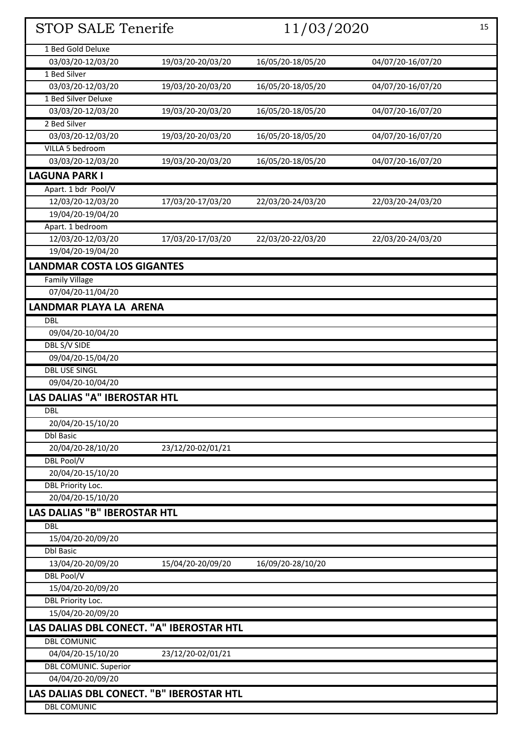## STOP SALE Tenerife 11/03/2020

| | | | |
|---|---|---|---|
| 1 Bed Gold Deluxe | | | |
| 03/03/20-12/03/20 | 19/03/20-20/03/20 | 16/05/20-18/05/20 | 04/07/20-16/07/20 |
| 1 Bed Silver | | | |
| 03/03/20-12/03/20 | 19/03/20-20/03/20 | 16/05/20-18/05/20 | 04/07/20-16/07/20 |
| 1 Bed Silver Deluxe | | | |
| 03/03/20-12/03/20 | 19/03/20-20/03/20 | 16/05/20-18/05/20 | 04/07/20-16/07/20 |
| 2 Bed Silver | | | |
| 03/03/20-12/03/20 | 19/03/20-20/03/20 | 16/05/20-18/05/20 | 04/07/20-16/07/20 |
| VILLA 5 bedroom | | | |
| 03/03/20-12/03/20 | 19/03/20-20/03/20 | 16/05/20-18/05/20 | 04/07/20-16/07/20 |
| **LAGUNA PARK I** | | | |
| Apart. 1 bdr Pool/V | | | |
| 12/03/20-12/03/20 | 17/03/20-17/03/20 | 22/03/20-24/03/20 | 22/03/20-24/03/20 |
| 19/04/20-19/04/20 | | | |
| Apart. 1 bedroom | | | |
| 12/03/20-12/03/20 | 17/03/20-17/03/20 | 22/03/20-22/03/20 | 22/03/20-24/03/20 |
| 19/04/20-19/04/20 | | | |
| **LANDMAR COSTA LOS GIGANTES** | | | |
| Family Village | | | |
| 07/04/20-11/04/20 | | | |
| **LANDMAR PLAYA LA ARENA** | | | |
| DBL | | | |
| 09/04/20-10/04/20 | | | |
| DBL S/V SIDE | | | |
| 09/04/20-15/04/20 | | | |
| DBL USE SINGL | | | |
| 09/04/20-10/04/20 | | | |
| **LAS DALIAS "A" IBEROSTAR HTL** | | | |
| DBL | | | |
| 20/04/20-15/10/20 | | | |
| Dbl Basic | | | |
| 20/04/20-28/10/20 | 23/12/20-02/01/21 | | |
| DBL Pool/V | | | |
| 20/04/20-15/10/20 | | | |
| DBL Priority Loc. | | | |
| 20/04/20-15/10/20 | | | |
| **LAS DALIAS "B" IBEROSTAR HTL** | | | |
| DBL | | | |
| 15/04/20-20/09/20 | | | |
| Dbl Basic | | | |
| 13/04/20-20/09/20 | 15/04/20-20/09/20 | 16/09/20-28/10/20 | |
| DBL Pool/V | | | |
| 15/04/20-20/09/20 | | | |
| DBL Priority Loc. | | | |
| 15/04/20-20/09/20 | | | |
| **LAS DALIAS DBL CONECT. "A" IBEROSTAR HTL** | | | |
| DBL COMUNIC | | | |
| 04/04/20-15/10/20 | 23/12/20-02/01/21 | | |
| DBL COMUNIC. Superior | | | |
| 04/04/20-20/09/20 | | | |
| **LAS DALIAS DBL CONECT. "B" IBEROSTAR HTL** | | | |
| DBL COMUNIC | | | |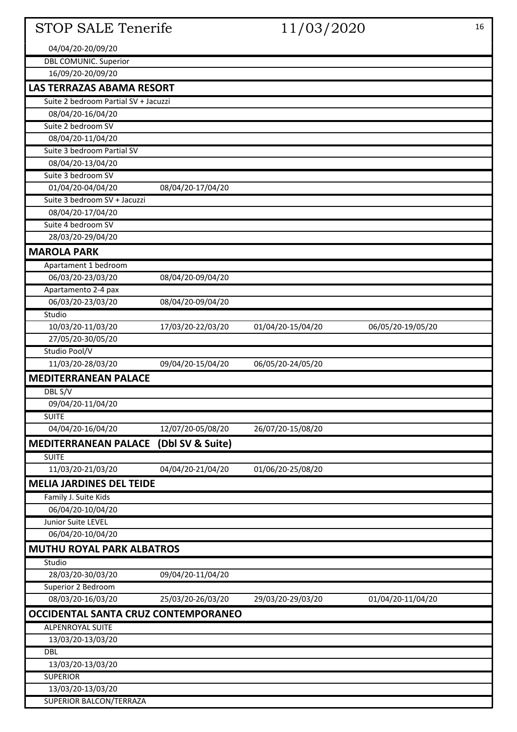04/04/20-20/09/20

DBL COMUNIC. Superior

16/09/20-20/09/20

## LAS TERRAZAS ABAMA RESORT

Suite 2 bedroom Partial SV + Jacuzzi

08/04/20-16/04/20

Suite 2 bedroom SV

08/04/20-11/04/20

Suite 3 bedroom Partial SV

08/04/20-13/04/20

Suite 3 bedroom SV

| | | | |
|---|---|---|---|
| 01/04/20-04/04/20 | 08/04/20-17/04/20 | | |

Suite 3 bedroom SV + Jacuzzi

08/04/20-17/04/20

Suite 4 bedroom SV

28/03/20-29/04/20

## MAROLA PARK

Apartament 1 bedroom

| | | | |
|---|---|---|---|
| 06/03/20-23/03/20 | 08/04/20-09/04/20 | | |

Apartamento 2-4 pax

| | | | |
|---|---|---|---|
| 06/03/20-23/03/20 | 08/04/20-09/04/20 | | |

Studio

| | | | |
|---|---|---|---|
| 10/03/20-11/03/20 | 17/03/20-22/03/20 | 01/04/20-15/04/20 | 06/05/20-19/05/20 |
| 27/05/20-30/05/20 | | | |

Studio Pool/V

| | | | |
|---|---|---|---|
| 11/03/20-28/03/20 | 09/04/20-15/04/20 | 06/05/20-24/05/20 | |

## MEDITERRANEAN PALACE

DBL S/V

09/04/20-11/04/20

SUITE

| | | | |
|---|---|---|---|
| 04/04/20-16/04/20 | 12/07/20-05/08/20 | 26/07/20-15/08/20 | |

## MEDITERRANEAN PALACE (Dbl SV & Suite)

SUITE

| | | | |
|---|---|---|---|
| 11/03/20-21/03/20 | 04/04/20-21/04/20 | 01/06/20-25/08/20 | |

## MELIA JARDINES DEL TEIDE

Family J. Suite Kids

06/04/20-10/04/20

Junior Suite LEVEL

06/04/20-10/04/20

## MUTHU ROYAL PARK ALBATROS

Studio

| | | | |
|---|---|---|---|
| 28/03/20-30/03/20 | 09/04/20-11/04/20 | | |

Superior 2 Bedroom

| | | | |
|---|---|---|---|
| 08/03/20-16/03/20 | 25/03/20-26/03/20 | 29/03/20-29/03/20 | 01/04/20-11/04/20 |

## OCCIDENTAL SANTA CRUZ CONTEMPORANEO

ALPENROYAL SUITE

13/03/20-13/03/20

DBL

13/03/20-13/03/20

SUPERIOR

13/03/20-13/03/20

SUPERIOR BALCON/TERRAZA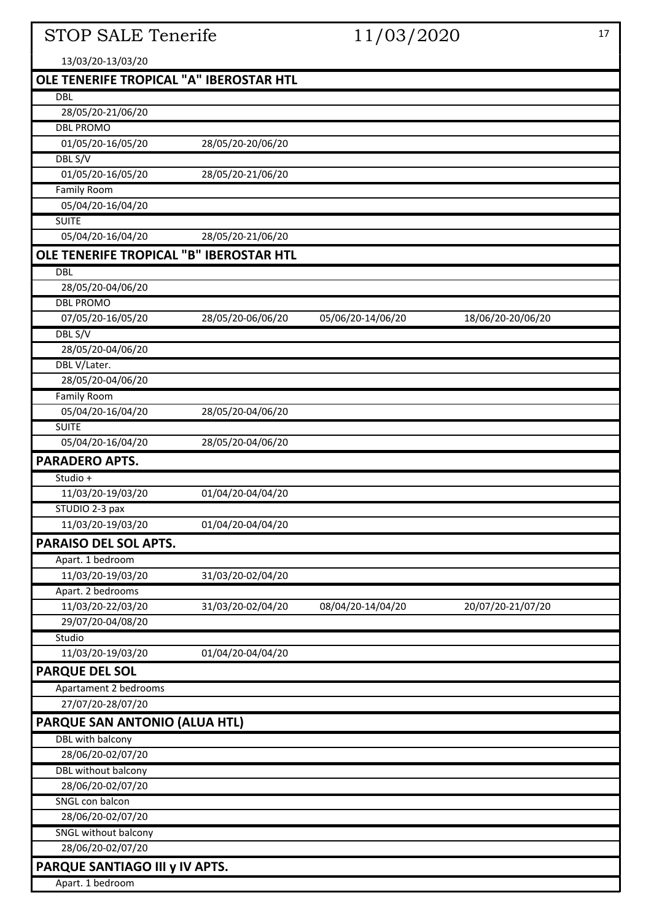13/03/20-13/03/20

## OLE TENERIFE TROPICAL "A" IBEROSTAR HTL

| | | | |
|---|---|---|---|
| DBL | | | |
| 28/05/20-21/06/20 | | | |
| DBL PROMO | | | |
| 01/05/20-16/05/20 | 28/05/20-20/06/20 | | |
| DBL S/V | | | |
| 01/05/20-16/05/20 | 28/05/20-21/06/20 | | |
| Family Room | | | |
| 05/04/20-16/04/20 | | | |
| SUITE | | | |
| 05/04/20-16/04/20 | 28/05/20-21/06/20 | | |

## OLE TENERIFE TROPICAL "B" IBEROSTAR HTL

| | | | |
|---|---|---|---|
| DBL | | | |
| 28/05/20-04/06/20 | | | |
| DBL PROMO | | | |
| 07/05/20-16/05/20 | 28/05/20-06/06/20 | 05/06/20-14/06/20 | 18/06/20-20/06/20 |
| DBL S/V | | | |
| 28/05/20-04/06/20 | | | |
| DBL V/Later. | | | |
| 28/05/20-04/06/20 | | | |
| Family Room | | | |
| 05/04/20-16/04/20 | 28/05/20-04/06/20 | | |
| SUITE | | | |
| 05/04/20-16/04/20 | 28/05/20-04/06/20 | | |

## PARADERO APTS.

| | | | |
|---|---|---|---|
| Studio + | | | |
| 11/03/20-19/03/20 | 01/04/20-04/04/20 | | |
| STUDIO 2-3 pax | | | |
| 11/03/20-19/03/20 | 01/04/20-04/04/20 | | |

## PARAISO DEL SOL APTS.

| | | | |
|---|---|---|---|
| Apart. 1 bedroom | | | |
| 11/03/20-19/03/20 | 31/03/20-02/04/20 | | |
| Apart. 2 bedrooms | | | |
| 11/03/20-22/03/20 | 31/03/20-02/04/20 | 08/04/20-14/04/20 | 20/07/20-21/07/20 |
| 29/07/20-04/08/20 | | | |
| Studio | | | |
| 11/03/20-19/03/20 | 01/04/20-04/04/20 | | |

## PARQUE DEL SOL

| | | | |
|---|---|---|---|
| Apartament 2 bedrooms | | | |
| 27/07/20-28/07/20 | | | |

## PARQUE SAN ANTONIO (ALUA HTL)

| | | | |
|---|---|---|---|
| DBL with balcony | | | |
| 28/06/20-02/07/20 | | | |
| DBL without balcony | | | |
| 28/06/20-02/07/20 | | | |
| SNGL con balcon | | | |
| 28/06/20-02/07/20 | | | |
| SNGL without balcony | | | |
| 28/06/20-02/07/20 | | | |

## PARQUE SANTIAGO III y IV APTS.

| | | | |
|---|---|---|---|
| Apart. 1 bedroom | | | |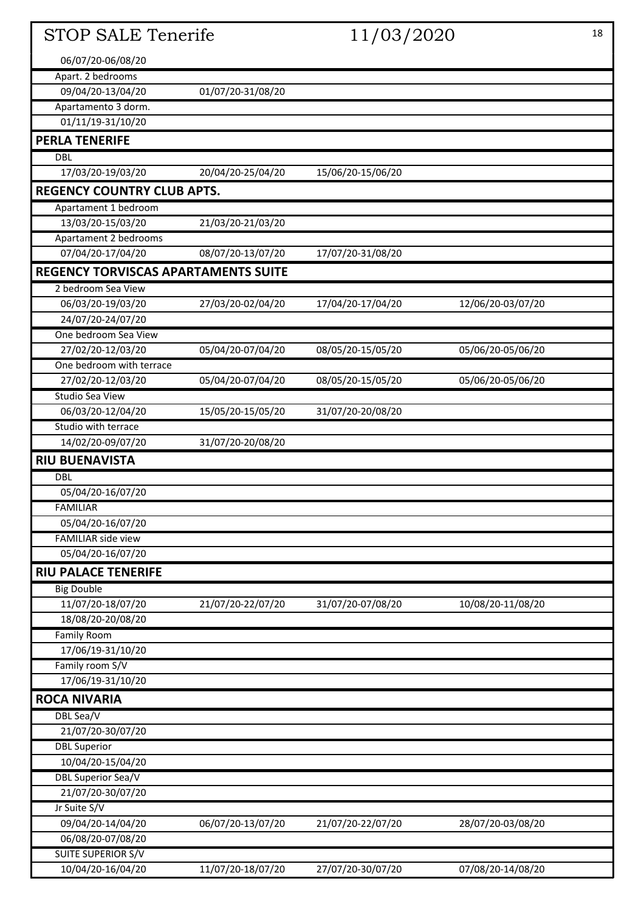# STOP SALE Tenerife 11/03/2020

| | | | |
|---|---|---|---|
| 06/07/20-06/08/20 | | | |
| Apart. 2 bedrooms | | | |
| 09/04/20-13/04/20 | 01/07/20-31/08/20 | | |
| Apartamento 3 dorm. | | | |
| 01/11/19-31/10/20 | | | |
| **PERLA TENERIFE** | | | |
| DBL | | | |
| 17/03/20-19/03/20 | 20/04/20-25/04/20 | 15/06/20-15/06/20 | |
| **REGENCY COUNTRY CLUB APTS.** | | | |
| Apartament 1 bedroom | | | |
| 13/03/20-15/03/20 | 21/03/20-21/03/20 | | |
| Apartament 2 bedrooms | | | |
| 07/04/20-17/04/20 | 08/07/20-13/07/20 | 17/07/20-31/08/20 | |
| **REGENCY TORVISCAS APARTAMENTS SUITE** | | | |
| 2 bedroom Sea View | | | |
| 06/03/20-19/03/20 | 27/03/20-02/04/20 | 17/04/20-17/04/20 | 12/06/20-03/07/20 |
| 24/07/20-24/07/20 | | | |
| One bedroom Sea View | | | |
| 27/02/20-12/03/20 | 05/04/20-07/04/20 | 08/05/20-15/05/20 | 05/06/20-05/06/20 |
| One bedroom with terrace | | | |
| 27/02/20-12/03/20 | 05/04/20-07/04/20 | 08/05/20-15/05/20 | 05/06/20-05/06/20 |
| Studio Sea View | | | |
| 06/03/20-12/04/20 | 15/05/20-15/05/20 | 31/07/20-20/08/20 | |
| Studio with terrace | | | |
| 14/02/20-09/07/20 | 31/07/20-20/08/20 | | |
| **RIU BUENAVISTA** | | | |
| DBL | | | |
| 05/04/20-16/07/20 | | | |
| FAMILIAR | | | |
| 05/04/20-16/07/20 | | | |
| FAMILIAR side view | | | |
| 05/04/20-16/07/20 | | | |
| **RIU PALACE TENERIFE** | | | |
| Big Double | | | |
| 11/07/20-18/07/20 | 21/07/20-22/07/20 | 31/07/20-07/08/20 | 10/08/20-11/08/20 |
| 18/08/20-20/08/20 | | | |
| Family Room | | | |
| 17/06/19-31/10/20 | | | |
| Family room S/V | | | |
| 17/06/19-31/10/20 | | | |
| **ROCA NIVARIA** | | | |
| DBL Sea/V | | | |
| 21/07/20-30/07/20 | | | |
| DBL Superior | | | |
| 10/04/20-15/04/20 | | | |
| DBL Superior Sea/V | | | |
| 21/07/20-30/07/20 | | | |
| Jr Suite S/V | | | |
| 09/04/20-14/04/20 | 06/07/20-13/07/20 | 21/07/20-22/07/20 | 28/07/20-03/08/20 |
| 06/08/20-07/08/20 | | | |
| SUITE SUPERIOR S/V | | | |
| 10/04/20-16/04/20 | 11/07/20-18/07/20 | 27/07/20-30/07/20 | 07/08/20-14/08/20 |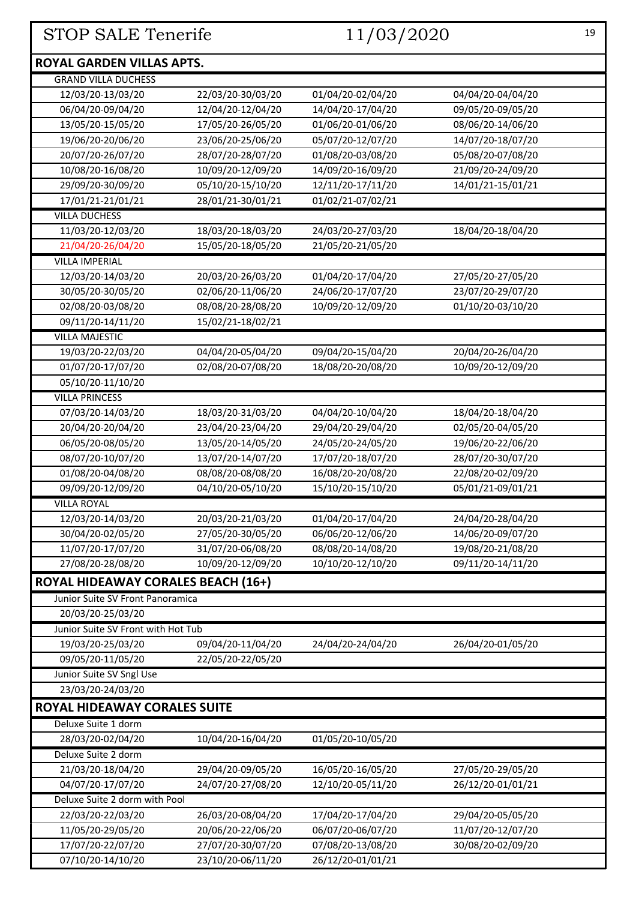# STOP SALE Tenerife 11/03/2020

## ROYAL GARDEN VILLAS APTS.

GRAND VILLA DUCHESS

| | | | |
|---|---|---|---|
| 12/03/20-13/03/20 | 22/03/20-30/03/20 | 01/04/20-02/04/20 | 04/04/20-04/04/20 |
| 06/04/20-09/04/20 | 12/04/20-12/04/20 | 14/04/20-17/04/20 | 09/05/20-09/05/20 |
| 13/05/20-15/05/20 | 17/05/20-26/05/20 | 01/06/20-01/06/20 | 08/06/20-14/06/20 |
| 19/06/20-20/06/20 | 23/06/20-25/06/20 | 05/07/20-12/07/20 | 14/07/20-18/07/20 |
| 20/07/20-26/07/20 | 28/07/20-28/07/20 | 01/08/20-03/08/20 | 05/08/20-07/08/20 |
| 10/08/20-16/08/20 | 10/09/20-12/09/20 | 14/09/20-16/09/20 | 21/09/20-24/09/20 |
| 29/09/20-30/09/20 | 05/10/20-15/10/20 | 12/11/20-17/11/20 | 14/01/21-15/01/21 |
| 17/01/21-21/01/21 | 28/01/21-30/01/21 | 01/02/21-07/02/21 | |

VILLA DUCHESS

| | | | |
|---|---|---|---|
| 11/03/20-12/03/20 | 18/03/20-18/03/20 | 24/03/20-27/03/20 | 18/04/20-18/04/20 |
| 21/04/20-26/04/20 | 15/05/20-18/05/20 | 21/05/20-21/05/20 | |

VILLA IMPERIAL

| | | | |
|---|---|---|---|
| 12/03/20-14/03/20 | 20/03/20-26/03/20 | 01/04/20-17/04/20 | 27/05/20-27/05/20 |
| 30/05/20-30/05/20 | 02/06/20-11/06/20 | 24/06/20-17/07/20 | 23/07/20-29/07/20 |
| 02/08/20-03/08/20 | 08/08/20-28/08/20 | 10/09/20-12/09/20 | 01/10/20-03/10/20 |
| 09/11/20-14/11/20 | 15/02/21-18/02/21 | | |

VILLA MAJESTIC

| | | | |
|---|---|---|---|
| 19/03/20-22/03/20 | 04/04/20-05/04/20 | 09/04/20-15/04/20 | 20/04/20-26/04/20 |
| 01/07/20-17/07/20 | 02/08/20-07/08/20 | 18/08/20-20/08/20 | 10/09/20-12/09/20 |
| 05/10/20-11/10/20 | | | |

VILLA PRINCESS

| | | | |
|---|---|---|---|
| 07/03/20-14/03/20 | 18/03/20-31/03/20 | 04/04/20-10/04/20 | 18/04/20-18/04/20 |
| 20/04/20-20/04/20 | 23/04/20-23/04/20 | 29/04/20-29/04/20 | 02/05/20-04/05/20 |
| 06/05/20-08/05/20 | 13/05/20-14/05/20 | 24/05/20-24/05/20 | 19/06/20-22/06/20 |
| 08/07/20-10/07/20 | 13/07/20-14/07/20 | 17/07/20-18/07/20 | 28/07/20-30/07/20 |
| 01/08/20-04/08/20 | 08/08/20-08/08/20 | 16/08/20-20/08/20 | 22/08/20-02/09/20 |
| 09/09/20-12/09/20 | 04/10/20-05/10/20 | 15/10/20-15/10/20 | 05/01/21-09/01/21 |

VILLA ROYAL

| | | | |
|---|---|---|---|
| 12/03/20-14/03/20 | 20/03/20-21/03/20 | 01/04/20-17/04/20 | 24/04/20-28/04/20 |
| 30/04/20-02/05/20 | 27/05/20-30/05/20 | 06/06/20-12/06/20 | 14/06/20-09/07/20 |
| 11/07/20-17/07/20 | 31/07/20-06/08/20 | 08/08/20-14/08/20 | 19/08/20-21/08/20 |
| 27/08/20-28/08/20 | 10/09/20-12/09/20 | 10/10/20-12/10/20 | 09/11/20-14/11/20 |

## ROYAL HIDEAWAY CORALES BEACH (16+)

Junior Suite SV Front Panoramica

| | | | |
|---|---|---|---|
| 20/03/20-25/03/20 | | | |

Junior Suite SV Front with Hot Tub

| | | | |
|---|---|---|---|
| 19/03/20-25/03/20 | 09/04/20-11/04/20 | 24/04/20-24/04/20 | 26/04/20-01/05/20 |
| 09/05/20-11/05/20 | 22/05/20-22/05/20 | | |

Junior Suite SV Sngl Use

| | | | |
|---|---|---|---|
| 23/03/20-24/03/20 | | | |

## ROYAL HIDEAWAY CORALES SUITE

Deluxe Suite 1 dorm

| | | | |
|---|---|---|---|
| 28/03/20-02/04/20 | 10/04/20-16/04/20 | 01/05/20-10/05/20 | |

Deluxe Suite 2 dorm

| | | | |
|---|---|---|---|
| 21/03/20-18/04/20 | 29/04/20-09/05/20 | 16/05/20-16/05/20 | 27/05/20-29/05/20 |
| 04/07/20-17/07/20 | 24/07/20-27/08/20 | 12/10/20-05/11/20 | 26/12/20-01/01/21 |

Deluxe Suite 2 dorm with Pool

| | | | |
|---|---|---|---|
| 22/03/20-22/03/20 | 26/03/20-08/04/20 | 17/04/20-17/04/20 | 29/04/20-05/05/20 |
| 11/05/20-29/05/20 | 20/06/20-22/06/20 | 06/07/20-06/07/20 | 11/07/20-12/07/20 |
| 17/07/20-22/07/20 | 27/07/20-30/07/20 | 07/08/20-13/08/20 | 30/08/20-02/09/20 |
| 07/10/20-14/10/20 | 23/10/20-06/11/20 | 26/12/20-01/01/21 | |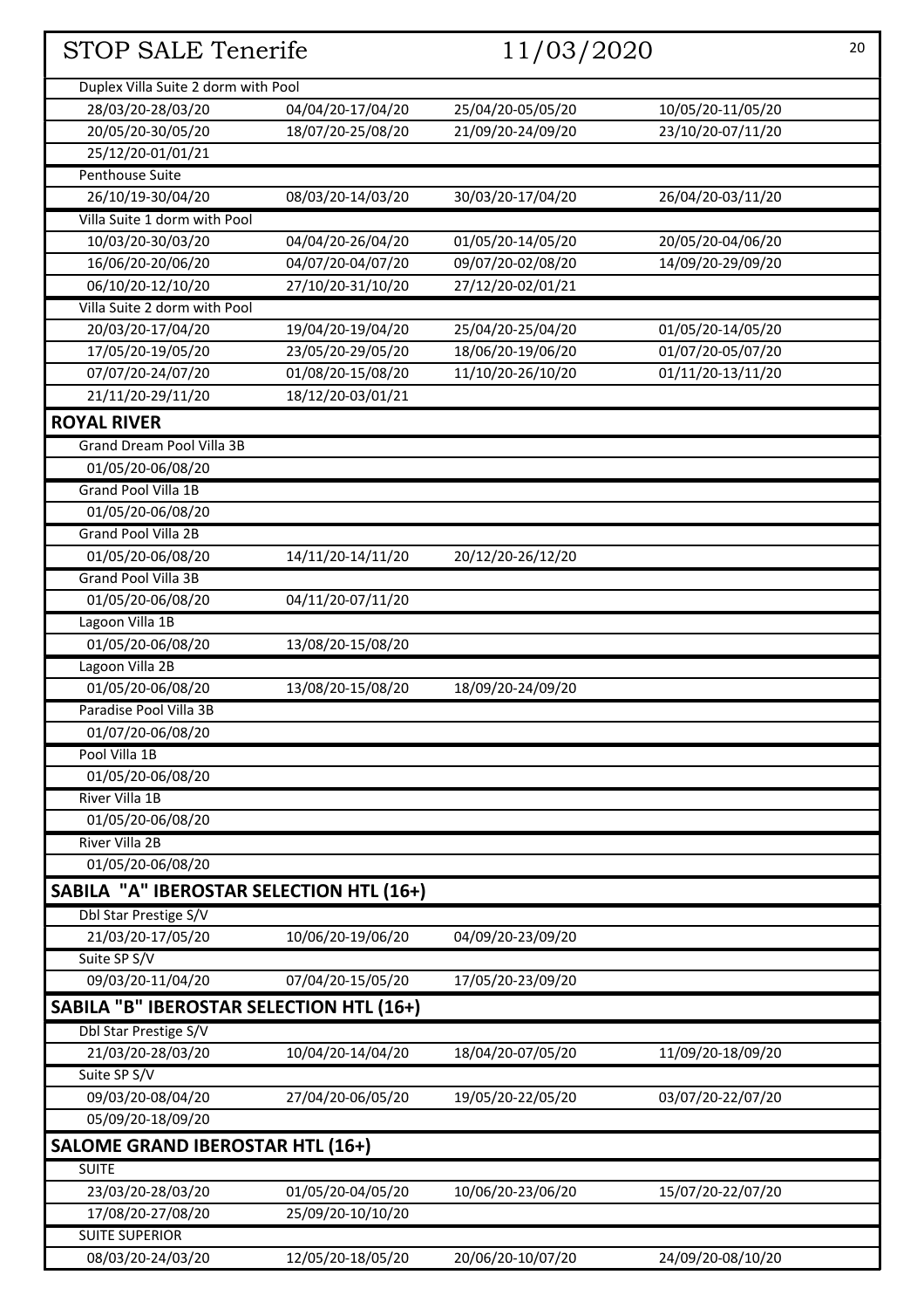# STOP SALE Tenerife 11/03/2020

| | | | |
|---|---|---|---|
| Duplex Villa Suite 2 dorm with Pool | | | |
| 28/03/20-28/03/20 | 04/04/20-17/04/20 | 25/04/20-05/05/20 | 10/05/20-11/05/20 |
| 20/05/20-30/05/20 | 18/07/20-25/08/20 | 21/09/20-24/09/20 | 23/10/20-07/11/20 |
| 25/12/20-01/01/21 | | | |
| Penthouse Suite | | | |
| 26/10/19-30/04/20 | 08/03/20-14/03/20 | 30/03/20-17/04/20 | 26/04/20-03/11/20 |
| Villa Suite 1 dorm with Pool | | | |
| 10/03/20-30/03/20 | 04/04/20-26/04/20 | 01/05/20-14/05/20 | 20/05/20-04/06/20 |
| 16/06/20-20/06/20 | 04/07/20-04/07/20 | 09/07/20-02/08/20 | 14/09/20-29/09/20 |
| 06/10/20-12/10/20 | 27/10/20-31/10/20 | 27/12/20-02/01/21 | |
| Villa Suite 2 dorm with Pool | | | |
| 20/03/20-17/04/20 | 19/04/20-19/04/20 | 25/04/20-25/04/20 | 01/05/20-14/05/20 |
| 17/05/20-19/05/20 | 23/05/20-29/05/20 | 18/06/20-19/06/20 | 01/07/20-05/07/20 |
| 07/07/20-24/07/20 | 01/08/20-15/08/20 | 11/10/20-26/10/20 | 01/11/20-13/11/20 |
| 21/11/20-29/11/20 | 18/12/20-03/01/21 | | |

## ROYAL RIVER

| | | | |
|---|---|---|---|
| Grand Dream Pool Villa 3B | | | |
| 01/05/20-06/08/20 | | | |
| Grand Pool Villa 1B | | | |
| 01/05/20-06/08/20 | | | |
| Grand Pool Villa 2B | | | |
| 01/05/20-06/08/20 | 14/11/20-14/11/20 | 20/12/20-26/12/20 | |
| Grand Pool Villa 3B | | | |
| 01/05/20-06/08/20 | 04/11/20-07/11/20 | | |
| Lagoon Villa 1B | | | |
| 01/05/20-06/08/20 | 13/08/20-15/08/20 | | |
| Lagoon Villa 2B | | | |
| 01/05/20-06/08/20 | 13/08/20-15/08/20 | 18/09/20-24/09/20 | |
| Paradise Pool Villa 3B | | | |
| 01/07/20-06/08/20 | | | |
| Pool Villa 1B | | | |
| 01/05/20-06/08/20 | | | |
| River Villa 1B | | | |
| 01/05/20-06/08/20 | | | |
| River Villa 2B | | | |
| 01/05/20-06/08/20 | | | |

## SABILA "A" IBEROSTAR SELECTION HTL (16+)

| | | | |
|---|---|---|---|
| Dbl Star Prestige S/V | | | |
| 21/03/20-17/05/20 | 10/06/20-19/06/20 | 04/09/20-23/09/20 | |
| Suite SP S/V | | | |
| 09/03/20-11/04/20 | 07/04/20-15/05/20 | 17/05/20-23/09/20 | |

## SABILA "B" IBEROSTAR SELECTION HTL (16+)

| | | | |
|---|---|---|---|
| Dbl Star Prestige S/V | | | |
| 21/03/20-28/03/20 | 10/04/20-14/04/20 | 18/04/20-07/05/20 | 11/09/20-18/09/20 |
| Suite SP S/V | | | |
| 09/03/20-08/04/20 | 27/04/20-06/05/20 | 19/05/20-22/05/20 | 03/07/20-22/07/20 |
| 05/09/20-18/09/20 | | | |

## SALOME GRAND IBEROSTAR HTL (16+)

| | | | |
|---|---|---|---|
| SUITE | | | |
| 23/03/20-28/03/20 | 01/05/20-04/05/20 | 10/06/20-23/06/20 | 15/07/20-22/07/20 |
| 17/08/20-27/08/20 | 25/09/20-10/10/20 | | |
| SUITE SUPERIOR | | | |
| 08/03/20-24/03/20 | 12/05/20-18/05/20 | 20/06/20-10/07/20 | 24/09/20-08/10/20 |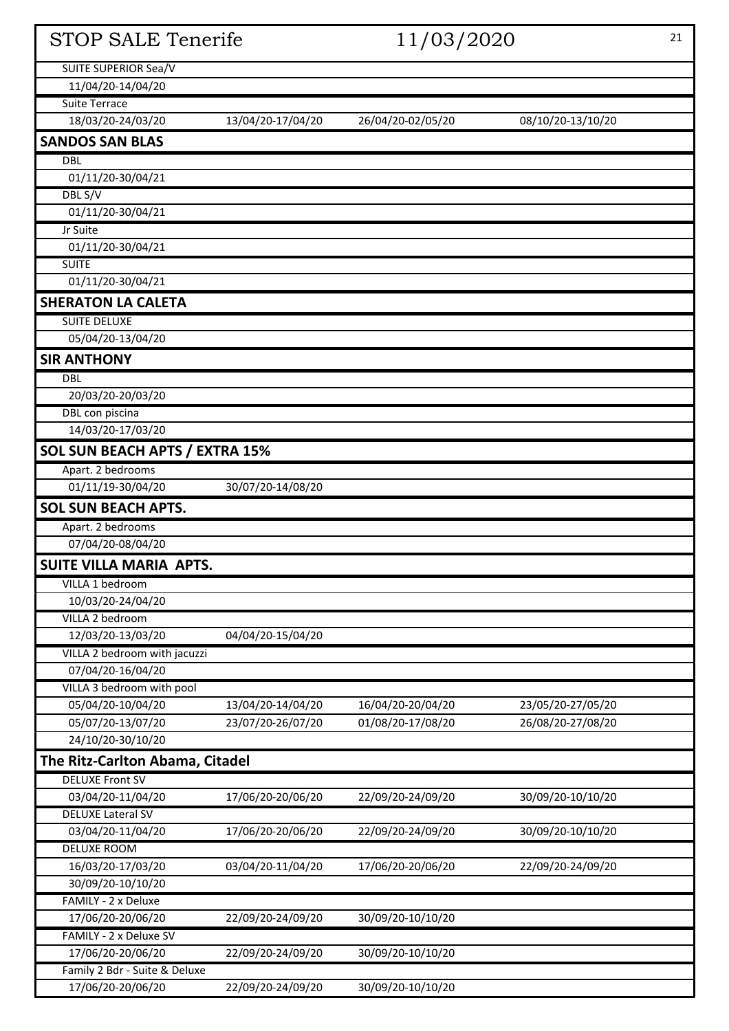# STOP SALE Tenerife 11/03/2020

| | | | |
|---|---|---|---|
| SUITE SUPERIOR Sea/V | | | |
| 11/04/20-14/04/20 | | | |
| Suite Terrace | | | |
| 18/03/20-24/03/20 | 13/04/20-17/04/20 | 26/04/20-02/05/20 | 08/10/20-13/10/20 |
| **SANDOS SAN BLAS** | | | |
| DBL | | | |
| 01/11/20-30/04/21 | | | |
| DBL S/V | | | |
| 01/11/20-30/04/21 | | | |
| Jr Suite | | | |
| 01/11/20-30/04/21 | | | |
| SUITE | | | |
| 01/11/20-30/04/21 | | | |
| **SHERATON LA CALETA** | | | |
| SUITE DELUXE | | | |
| 05/04/20-13/04/20 | | | |
| **SIR ANTHONY** | | | |
| DBL | | | |
| 20/03/20-20/03/20 | | | |
| DBL con piscina | | | |
| 14/03/20-17/03/20 | | | |
| **SOL SUN BEACH APTS / EXTRA 15%** | | | |
| Apart. 2 bedrooms | | | |
| 01/11/19-30/04/20 | 30/07/20-14/08/20 | | |
| **SOL SUN BEACH APTS.** | | | |
| Apart. 2 bedrooms | | | |
| 07/04/20-08/04/20 | | | |
| **SUITE VILLA MARIA APTS.** | | | |
| VILLA 1 bedroom | | | |
| 10/03/20-24/04/20 | | | |
| VILLA 2 bedroom | | | |
| 12/03/20-13/03/20 | 04/04/20-15/04/20 | | |
| VILLA 2 bedroom with jacuzzi | | | |
| 07/04/20-16/04/20 | | | |
| VILLA 3 bedroom with pool | | | |
| 05/04/20-10/04/20 | 13/04/20-14/04/20 | 16/04/20-20/04/20 | 23/05/20-27/05/20 |
| 05/07/20-13/07/20 | 23/07/20-26/07/20 | 01/08/20-17/08/20 | 26/08/20-27/08/20 |
| 24/10/20-30/10/20 | | | |
| **The Ritz-Carlton Abama, Citadel** | | | |
| DELUXE Front SV | | | |
| 03/04/20-11/04/20 | 17/06/20-20/06/20 | 22/09/20-24/09/20 | 30/09/20-10/10/20 |
| DELUXE Lateral SV | | | |
| 03/04/20-11/04/20 | 17/06/20-20/06/20 | 22/09/20-24/09/20 | 30/09/20-10/10/20 |
| DELUXE ROOM | | | |
| 16/03/20-17/03/20 | 03/04/20-11/04/20 | 17/06/20-20/06/20 | 22/09/20-24/09/20 |
| 30/09/20-10/10/20 | | | |
| FAMILY - 2 x Deluxe | | | |
| 17/06/20-20/06/20 | 22/09/20-24/09/20 | 30/09/20-10/10/20 | |
| FAMILY - 2 x Deluxe SV | | | |
| 17/06/20-20/06/20 | 22/09/20-24/09/20 | 30/09/20-10/10/20 | |
| Family 2 Bdr - Suite & Deluxe | | | |
| 17/06/20-20/06/20 | 22/09/20-24/09/20 | 30/09/20-10/10/20 | |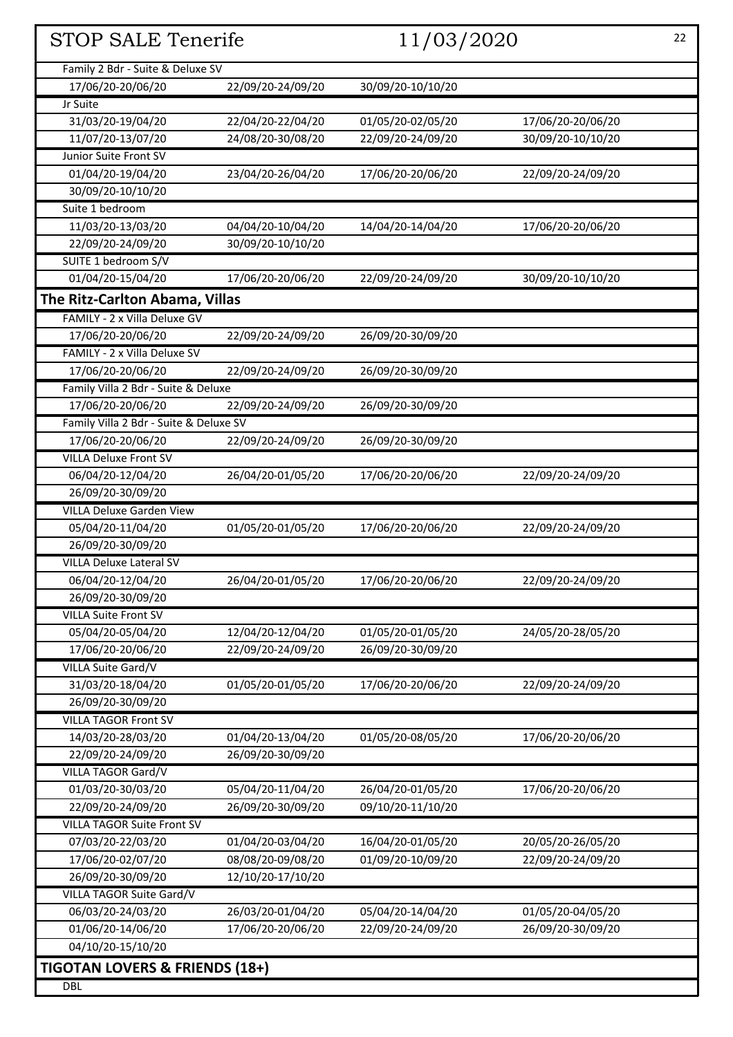# STOP SALE Tenerife 11/03/2020

| | | | |
|---|---|---|---|
| Family 2 Bdr - Suite & Deluxe SV | | | |
| 17/06/20-20/06/20 | 22/09/20-24/09/20 | 30/09/20-10/10/20 | |
| Jr Suite | | | |
| 31/03/20-19/04/20 | 22/04/20-22/04/20 | 01/05/20-02/05/20 | 17/06/20-20/06/20 |
| 11/07/20-13/07/20 | 24/08/20-30/08/20 | 22/09/20-24/09/20 | 30/09/20-10/10/20 |
| Junior Suite Front SV | | | |
| 01/04/20-19/04/20 | 23/04/20-26/04/20 | 17/06/20-20/06/20 | 22/09/20-24/09/20 |
| 30/09/20-10/10/20 | | | |
| Suite 1 bedroom | | | |
| 11/03/20-13/03/20 | 04/04/20-10/04/20 | 14/04/20-14/04/20 | 17/06/20-20/06/20 |
| 22/09/20-24/09/20 | 30/09/20-10/10/20 | | |
| SUITE 1 bedroom S/V | | | |
| 01/04/20-15/04/20 | 17/06/20-20/06/20 | 22/09/20-24/09/20 | 30/09/20-10/10/20 |

## The Ritz-Carlton Abama, Villas

| | | | |
|---|---|---|---|
| FAMILY - 2 x Villa Deluxe GV | | | |
| 17/06/20-20/06/20 | 22/09/20-24/09/20 | 26/09/20-30/09/20 | |
| FAMILY - 2 x Villa Deluxe SV | | | |
| 17/06/20-20/06/20 | 22/09/20-24/09/20 | 26/09/20-30/09/20 | |
| Family Villa 2 Bdr - Suite & Deluxe | | | |
| 17/06/20-20/06/20 | 22/09/20-24/09/20 | 26/09/20-30/09/20 | |
| Family Villa 2 Bdr - Suite & Deluxe SV | | | |
| 17/06/20-20/06/20 | 22/09/20-24/09/20 | 26/09/20-30/09/20 | |
| VILLA Deluxe Front SV | | | |
| 06/04/20-12/04/20 | 26/04/20-01/05/20 | 17/06/20-20/06/20 | 22/09/20-24/09/20 |
| 26/09/20-30/09/20 | | | |
| VILLA Deluxe Garden View | | | |
| 05/04/20-11/04/20 | 01/05/20-01/05/20 | 17/06/20-20/06/20 | 22/09/20-24/09/20 |
| 26/09/20-30/09/20 | | | |
| VILLA Deluxe Lateral SV | | | |
| 06/04/20-12/04/20 | 26/04/20-01/05/20 | 17/06/20-20/06/20 | 22/09/20-24/09/20 |
| 26/09/20-30/09/20 | | | |
| VILLA Suite Front SV | | | |
| 05/04/20-05/04/20 | 12/04/20-12/04/20 | 01/05/20-01/05/20 | 24/05/20-28/05/20 |
| 17/06/20-20/06/20 | 22/09/20-24/09/20 | 26/09/20-30/09/20 | |
| VILLA Suite Gard/V | | | |
| 31/03/20-18/04/20 | 01/05/20-01/05/20 | 17/06/20-20/06/20 | 22/09/20-24/09/20 |
| 26/09/20-30/09/20 | | | |
| VILLA TAGOR Front SV | | | |
| 14/03/20-28/03/20 | 01/04/20-13/04/20 | 01/05/20-08/05/20 | 17/06/20-20/06/20 |
| 22/09/20-24/09/20 | 26/09/20-30/09/20 | | |
| VILLA TAGOR Gard/V | | | |
| 01/03/20-30/03/20 | 05/04/20-11/04/20 | 26/04/20-01/05/20 | 17/06/20-20/06/20 |
| 22/09/20-24/09/20 | 26/09/20-30/09/20 | 09/10/20-11/10/20 | |
| VILLA TAGOR Suite Front SV | | | |
| 07/03/20-22/03/20 | 01/04/20-03/04/20 | 16/04/20-01/05/20 | 20/05/20-26/05/20 |
| 17/06/20-02/07/20 | 08/08/20-09/08/20 | 01/09/20-10/09/20 | 22/09/20-24/09/20 |
| 26/09/20-30/09/20 | 12/10/20-17/10/20 | | |
| VILLA TAGOR Suite Gard/V | | | |
| 06/03/20-24/03/20 | 26/03/20-01/04/20 | 05/04/20-14/04/20 | 01/05/20-04/05/20 |
| 01/06/20-14/06/20 | 17/06/20-20/06/20 | 22/09/20-24/09/20 | 26/09/20-30/09/20 |
| 04/10/20-15/10/20 | | | |

## TIGOTAN LOVERS & FRIENDS (18+)

DBL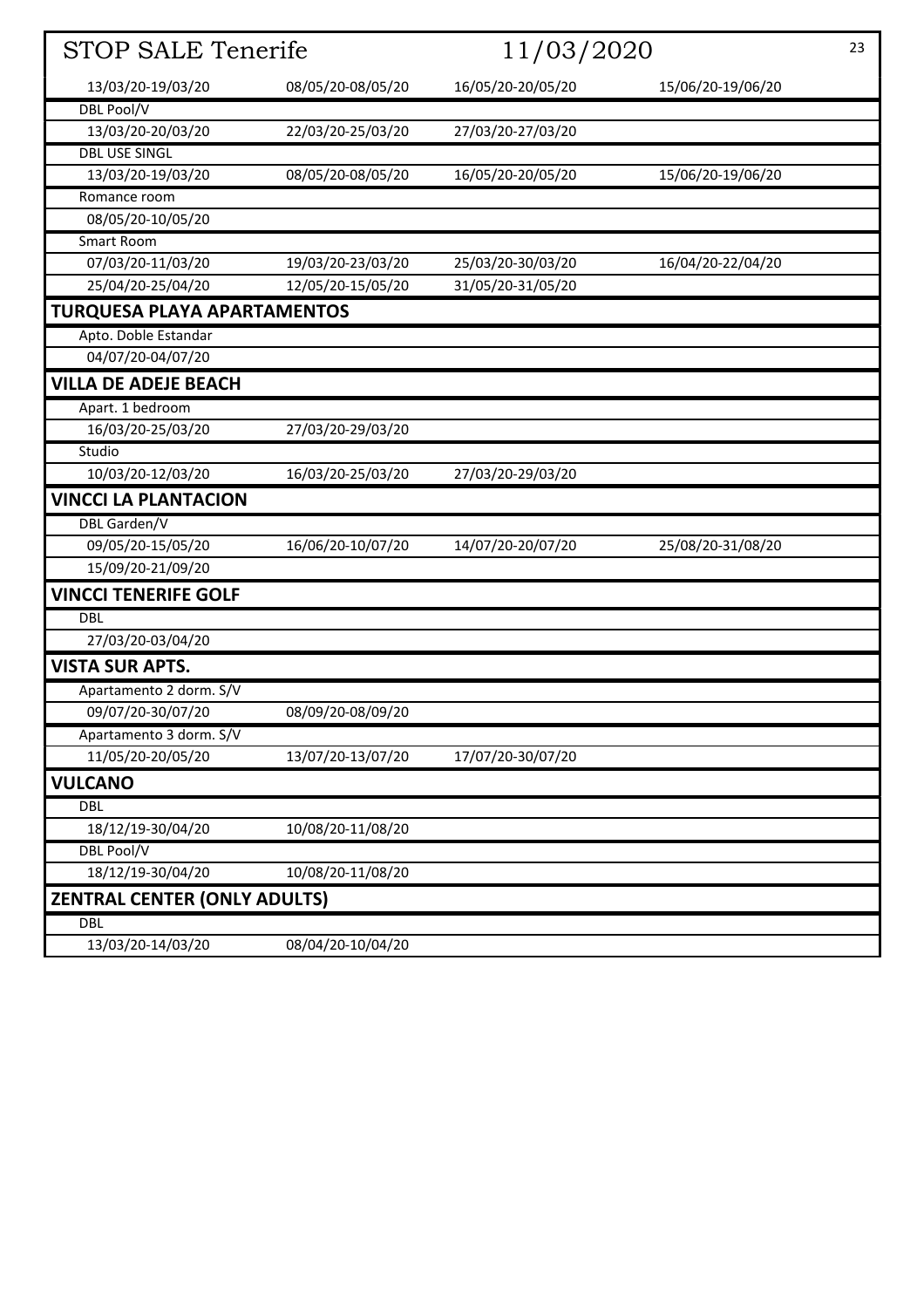| | | | |
|---|---|---|---|
| 13/03/20-19/03/20 | 08/05/20-08/05/20 | 16/05/20-20/05/20 | 15/06/20-19/06/20 |
| DBL Pool/V | | | |
| 13/03/20-20/03/20 | 22/03/20-25/03/20 | 27/03/20-27/03/20 | |
| DBL USE SINGL | | | |
| 13/03/20-19/03/20 | 08/05/20-08/05/20 | 16/05/20-20/05/20 | 15/06/20-19/06/20 |
| Romance room | | | |
| 08/05/20-10/05/20 | | | |
| Smart Room | | | |
| 07/03/20-11/03/20 | 19/03/20-23/03/20 | 25/03/20-30/03/20 | 16/04/20-22/04/20 |
| 25/04/20-25/04/20 | 12/05/20-15/05/20 | 31/05/20-31/05/20 | |
| **TURQUESA PLAYA APARTAMENTOS** | | | |
| Apto. Doble Estandar | | | |
| 04/07/20-04/07/20 | | | |
| **VILLA DE ADEJE BEACH** | | | |
| Apart. 1 bedroom | | | |
| 16/03/20-25/03/20 | 27/03/20-29/03/20 | | |
| Studio | | | |
| 10/03/20-12/03/20 | 16/03/20-25/03/20 | 27/03/20-29/03/20 | |
| **VINCCI LA PLANTACION** | | | |
| DBL Garden/V | | | |
| 09/05/20-15/05/20 | 16/06/20-10/07/20 | 14/07/20-20/07/20 | 25/08/20-31/08/20 |
| 15/09/20-21/09/20 | | | |
| **VINCCI TENERIFE GOLF** | | | |
| DBL | | | |
| 27/03/20-03/04/20 | | | |
| **VISTA SUR APTS.** | | | |
| Apartamento 2 dorm. S/V | | | |
| 09/07/20-30/07/20 | 08/09/20-08/09/20 | | |
| Apartamento 3 dorm. S/V | | | |
| 11/05/20-20/05/20 | 13/07/20-13/07/20 | 17/07/20-30/07/20 | |
| **VULCANO** | | | |
| DBL | | | |
| 18/12/19-30/04/20 | 10/08/20-11/08/20 | | |
| DBL Pool/V | | | |
| 18/12/19-30/04/20 | 10/08/20-11/08/20 | | |
| **ZENTRAL CENTER (ONLY ADULTS)** | | | |
| DBL | | | |
| 13/03/20-14/03/20 | 08/04/20-10/04/20 | | |